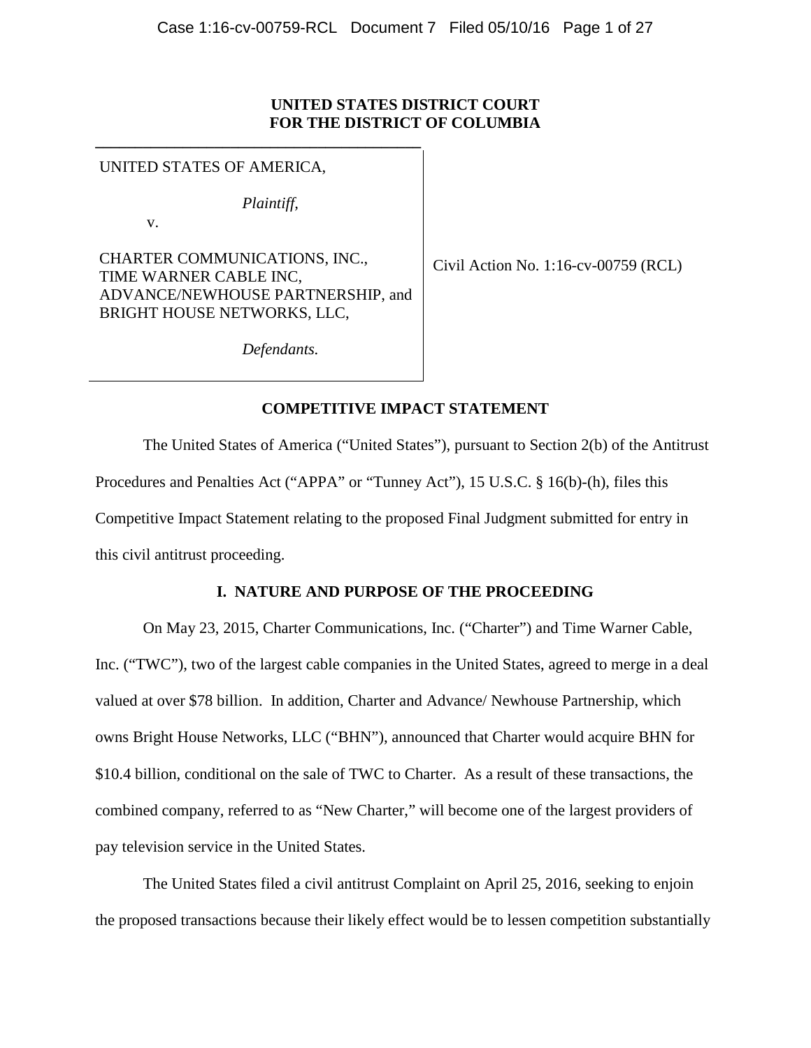**UNITED STATES DISTRICT COURT**
**FOR THE DISTRICT OF COLUMBIA**

UNITED STATES OF AMERICA,

*Plaintiff,*

v.

CHARTER COMMUNICATIONS, INC., TIME WARNER CABLE INC, ADVANCE/NEWHOUSE PARTNERSHIP, and BRIGHT HOUSE NETWORKS, LLC,

*Defendants.*

Civil Action No. 1:16-cv-00759 (RCL)

## COMPETITIVE IMPACT STATEMENT

The United States of America ("United States"), pursuant to Section 2(b) of the Antitrust Procedures and Penalties Act ("APPA" or "Tunney Act"), 15 U.S.C. § 16(b)-(h), files this Competitive Impact Statement relating to the proposed Final Judgment submitted for entry in this civil antitrust proceeding.

### I. NATURE AND PURPOSE OF THE PROCEEDING

On May 23, 2015, Charter Communications, Inc. ("Charter") and Time Warner Cable, Inc. ("TWC"), two of the largest cable companies in the United States, agreed to merge in a deal valued at over $78 billion. In addition, Charter and Advance/ Newhouse Partnership, which owns Bright House Networks, LLC ("BHN"), announced that Charter would acquire BHN for $10.4 billion, conditional on the sale of TWC to Charter. As a result of these transactions, the combined company, referred to as "New Charter," will become one of the largest providers of pay television service in the United States.

The United States filed a civil antitrust Complaint on April 25, 2016, seeking to enjoin the proposed transactions because their likely effect would be to lessen competition substantially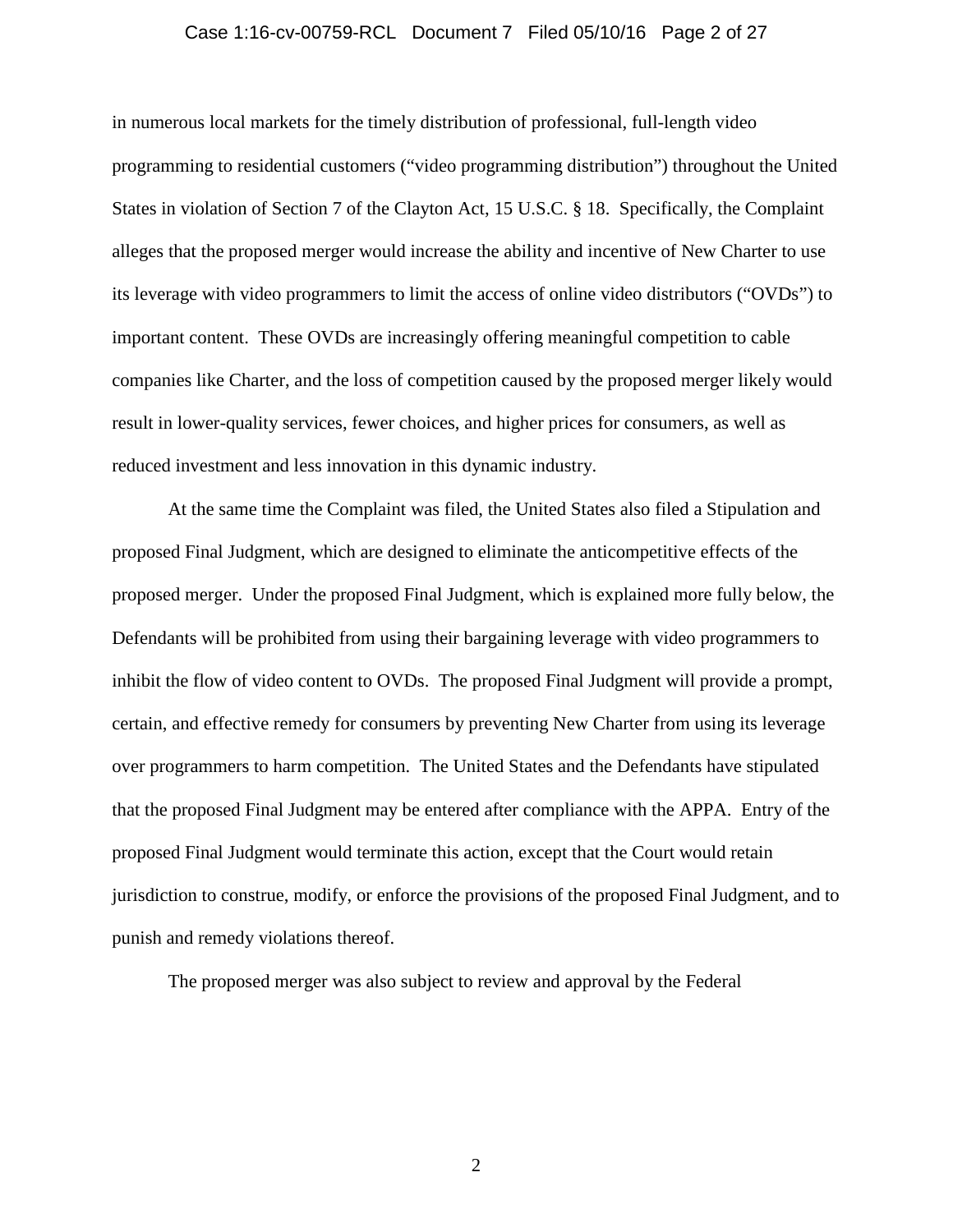in numerous local markets for the timely distribution of professional, full-length video programming to residential customers ("video programming distribution") throughout the United States in violation of Section 7 of the Clayton Act, 15 U.S.C. § 18. Specifically, the Complaint alleges that the proposed merger would increase the ability and incentive of New Charter to use its leverage with video programmers to limit the access of online video distributors ("OVDs") to important content. These OVDs are increasingly offering meaningful competition to cable companies like Charter, and the loss of competition caused by the proposed merger likely would result in lower-quality services, fewer choices, and higher prices for consumers, as well as reduced investment and less innovation in this dynamic industry.

At the same time the Complaint was filed, the United States also filed a Stipulation and proposed Final Judgment, which are designed to eliminate the anticompetitive effects of the proposed merger. Under the proposed Final Judgment, which is explained more fully below, the Defendants will be prohibited from using their bargaining leverage with video programmers to inhibit the flow of video content to OVDs. The proposed Final Judgment will provide a prompt, certain, and effective remedy for consumers by preventing New Charter from using its leverage over programmers to harm competition. The United States and the Defendants have stipulated that the proposed Final Judgment may be entered after compliance with the APPA. Entry of the proposed Final Judgment would terminate this action, except that the Court would retain jurisdiction to construe, modify, or enforce the provisions of the proposed Final Judgment, and to punish and remedy violations thereof.

The proposed merger was also subject to review and approval by the Federal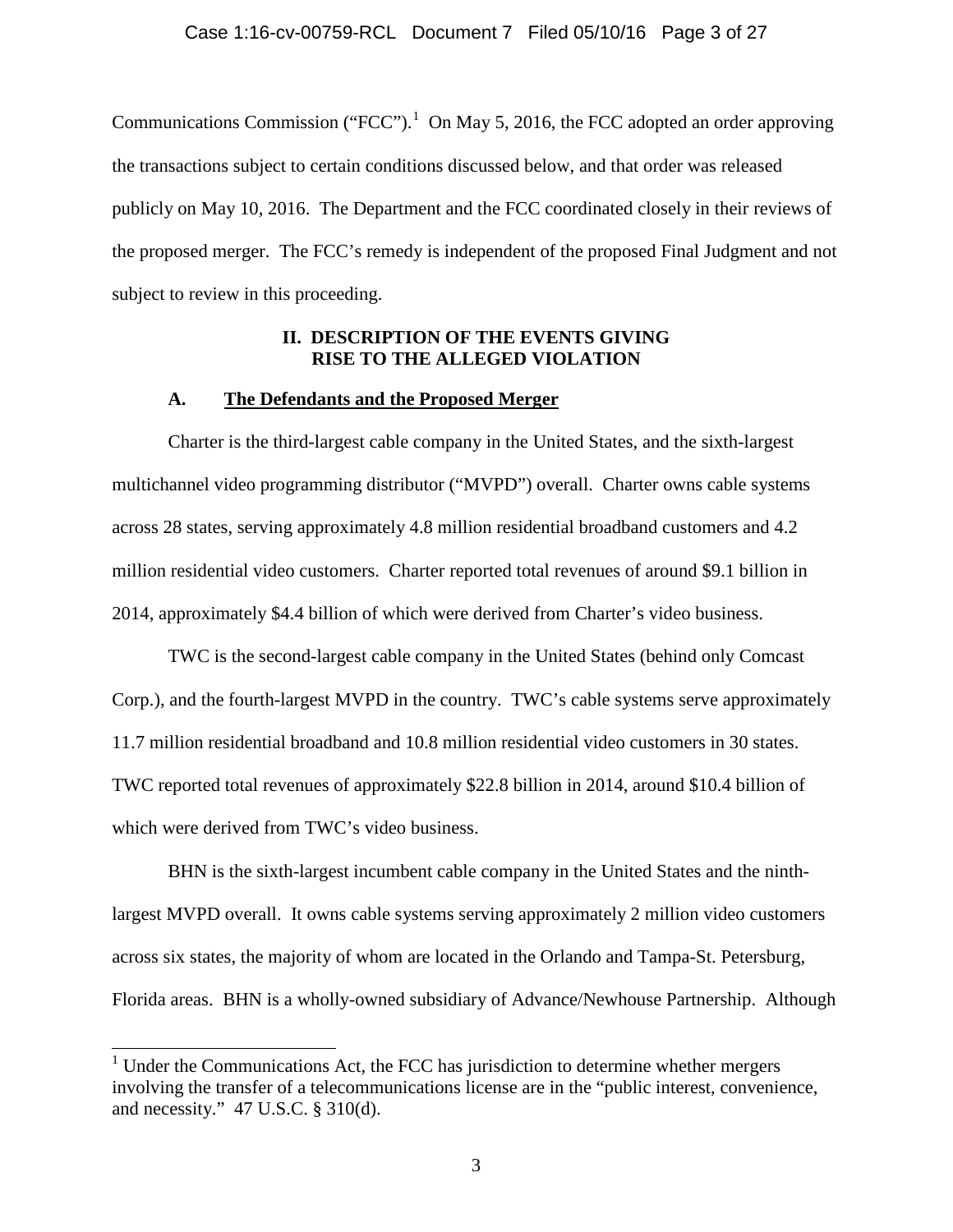Communications Commission ("FCC").[1] On May 5, 2016, the FCC adopted an order approving the transactions subject to certain conditions discussed below, and that order was released publicly on May 10, 2016. The Department and the FCC coordinated closely in their reviews of the proposed merger. The FCC's remedy is independent of the proposed Final Judgment and not subject to review in this proceeding.

## II. DESCRIPTION OF THE EVENTS GIVING RISE TO THE ALLEGED VIOLATION

### A. The Defendants and the Proposed Merger

Charter is the third-largest cable company in the United States, and the sixth-largest multichannel video programming distributor ("MVPD") overall. Charter owns cable systems across 28 states, serving approximately 4.8 million residential broadband customers and 4.2 million residential video customers. Charter reported total revenues of around $9.1 billion in 2014, approximately $4.4 billion of which were derived from Charter's video business.

TWC is the second-largest cable company in the United States (behind only Comcast Corp.), and the fourth-largest MVPD in the country. TWC's cable systems serve approximately 11.7 million residential broadband and 10.8 million residential video customers in 30 states. TWC reported total revenues of approximately $22.8 billion in 2014, around $10.4 billion of which were derived from TWC's video business.

BHN is the sixth-largest incumbent cable company in the United States and the ninth-largest MVPD overall. It owns cable systems serving approximately 2 million video customers across six states, the majority of whom are located in the Orlando and Tampa-St. Petersburg, Florida areas. BHN is a wholly-owned subsidiary of Advance/Newhouse Partnership. Although

[1] Under the Communications Act, the FCC has jurisdiction to determine whether mergers involving the transfer of a telecommunications license are in the "public interest, convenience, and necessity." 47 U.S.C. § 310(d).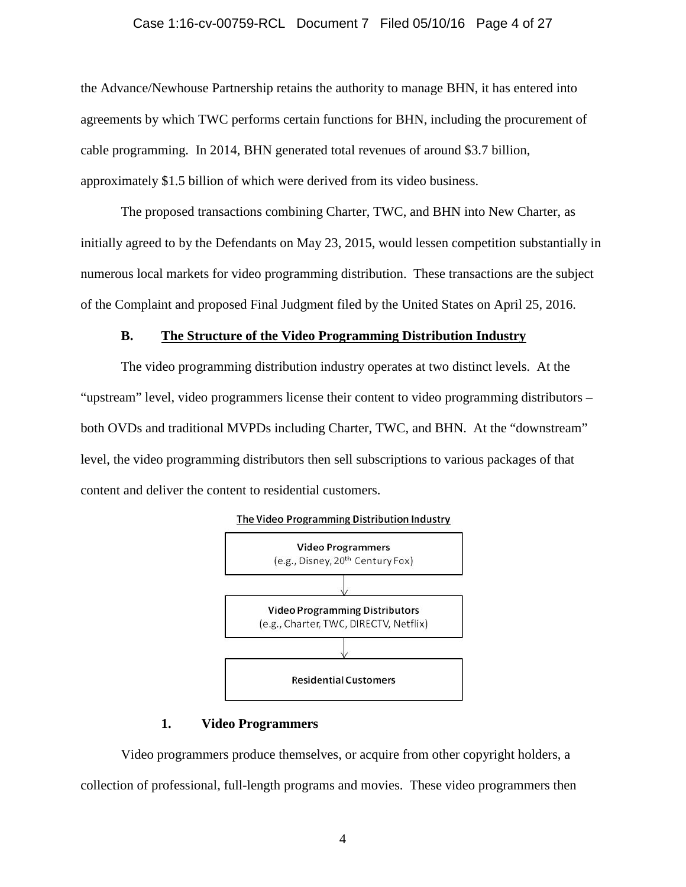the Advance/Newhouse Partnership retains the authority to manage BHN, it has entered into agreements by which TWC performs certain functions for BHN, including the procurement of cable programming. In 2014, BHN generated total revenues of around $3.7 billion, approximately $1.5 billion of which were derived from its video business.

The proposed transactions combining Charter, TWC, and BHN into New Charter, as initially agreed to by the Defendants on May 23, 2015, would lessen competition substantially in numerous local markets for video programming distribution. These transactions are the subject of the Complaint and proposed Final Judgment filed by the United States on April 25, 2016.

### B. The Structure of the Video Programming Distribution Industry

The video programming distribution industry operates at two distinct levels. At the "upstream" level, video programmers license their content to video programming distributors – both OVDs and traditional MVPDs including Charter, TWC, and BHN. At the "downstream" level, the video programming distributors then sell subscriptions to various packages of that content and deliver the content to residential customers.

**The Video Programming Distribution Industry**

**Video Programmers**
(e.g., Disney, 20th Century Fox)

↓

**Video Programming Distributors**
(e.g., Charter, TWC, DIRECTV, Netflix)

↓

**Residential Customers**

#### 1. Video Programmers

Video programmers produce themselves, or acquire from other copyright holders, a collection of professional, full-length programs and movies. These video programmers then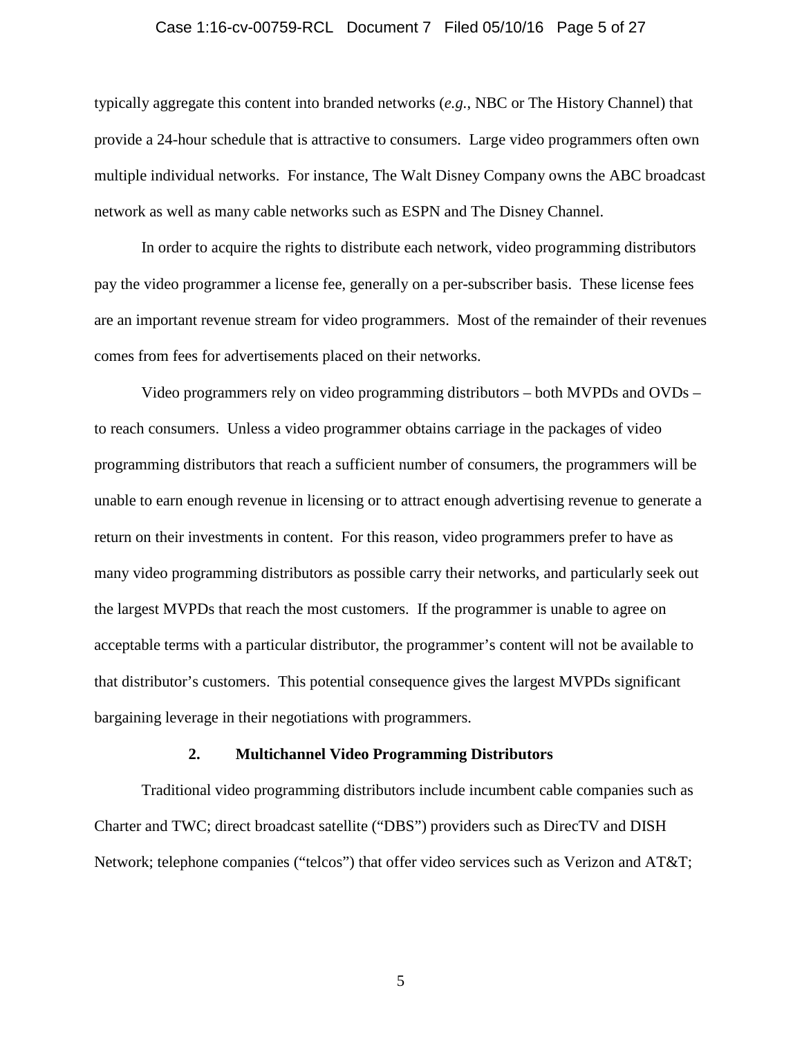typically aggregate this content into branded networks (*e.g.*, NBC or The History Channel) that provide a 24-hour schedule that is attractive to consumers. Large video programmers often own multiple individual networks. For instance, The Walt Disney Company owns the ABC broadcast network as well as many cable networks such as ESPN and The Disney Channel.

In order to acquire the rights to distribute each network, video programming distributors pay the video programmer a license fee, generally on a per-subscriber basis. These license fees are an important revenue stream for video programmers. Most of the remainder of their revenues comes from fees for advertisements placed on their networks.

Video programmers rely on video programming distributors – both MVPDs and OVDs – to reach consumers. Unless a video programmer obtains carriage in the packages of video programming distributors that reach a sufficient number of consumers, the programmers will be unable to earn enough revenue in licensing or to attract enough advertising revenue to generate a return on their investments in content. For this reason, video programmers prefer to have as many video programming distributors as possible carry their networks, and particularly seek out the largest MVPDs that reach the most customers. If the programmer is unable to agree on acceptable terms with a particular distributor, the programmer's content will not be available to that distributor's customers. This potential consequence gives the largest MVPDs significant bargaining leverage in their negotiations with programmers.

### 2. Multichannel Video Programming Distributors

Traditional video programming distributors include incumbent cable companies such as Charter and TWC; direct broadcast satellite ("DBS") providers such as DirecTV and DISH Network; telephone companies ("telcos") that offer video services such as Verizon and AT&T;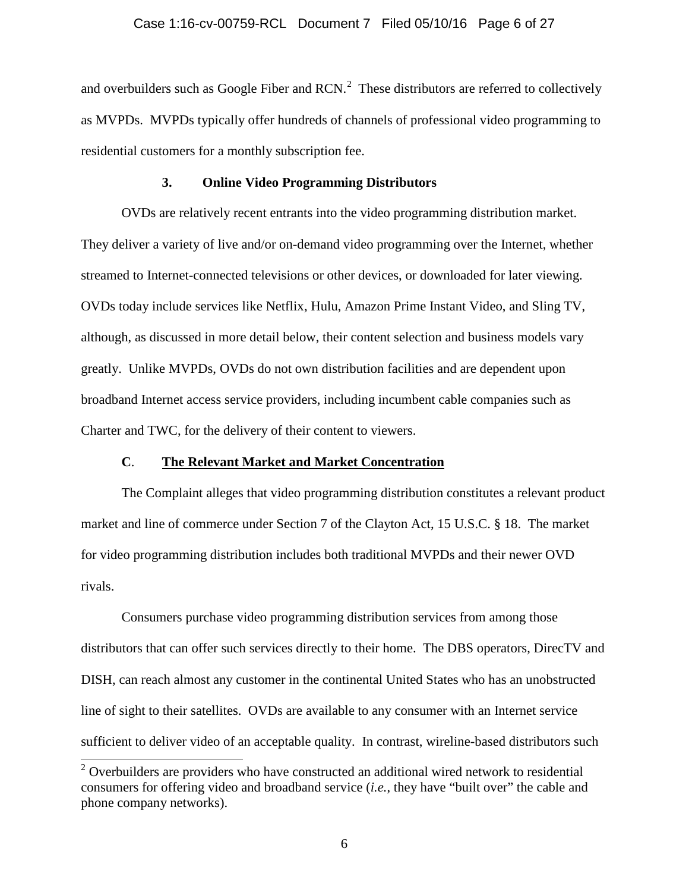and overbuilders such as Google Fiber and RCN.[2] These distributors are referred to collectively as MVPDs. MVPDs typically offer hundreds of channels of professional video programming to residential customers for a monthly subscription fee.

### 3. Online Video Programming Distributors

OVDs are relatively recent entrants into the video programming distribution market. They deliver a variety of live and/or on-demand video programming over the Internet, whether streamed to Internet-connected televisions or other devices, or downloaded for later viewing. OVDs today include services like Netflix, Hulu, Amazon Prime Instant Video, and Sling TV, although, as discussed in more detail below, their content selection and business models vary greatly. Unlike MVPDs, OVDs do not own distribution facilities and are dependent upon broadband Internet access service providers, including incumbent cable companies such as Charter and TWC, for the delivery of their content to viewers.

## C. The Relevant Market and Market Concentration

The Complaint alleges that video programming distribution constitutes a relevant product market and line of commerce under Section 7 of the Clayton Act, 15 U.S.C. § 18. The market for video programming distribution includes both traditional MVPDs and their newer OVD rivals.

Consumers purchase video programming distribution services from among those distributors that can offer such services directly to their home. The DBS operators, DirecTV and DISH, can reach almost any customer in the continental United States who has an unobstructed line of sight to their satellites. OVDs are available to any consumer with an Internet service sufficient to deliver video of an acceptable quality. In contrast, wireline-based distributors such

[2] Overbuilders are providers who have constructed an additional wired network to residential consumers for offering video and broadband service (*i.e.*, they have "built over" the cable and phone company networks).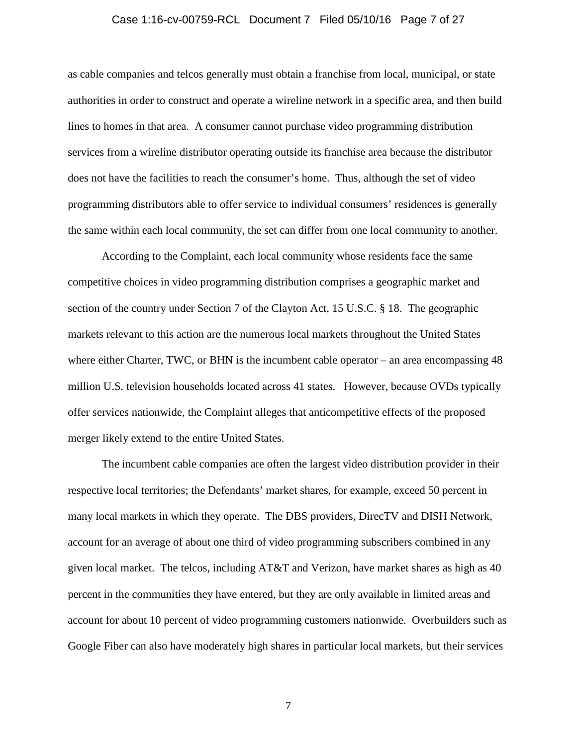as cable companies and telcos generally must obtain a franchise from local, municipal, or state authorities in order to construct and operate a wireline network in a specific area, and then build lines to homes in that area. A consumer cannot purchase video programming distribution services from a wireline distributor operating outside its franchise area because the distributor does not have the facilities to reach the consumer's home. Thus, although the set of video programming distributors able to offer service to individual consumers' residences is generally the same within each local community, the set can differ from one local community to another.

According to the Complaint, each local community whose residents face the same competitive choices in video programming distribution comprises a geographic market and section of the country under Section 7 of the Clayton Act, 15 U.S.C. § 18. The geographic markets relevant to this action are the numerous local markets throughout the United States where either Charter, TWC, or BHN is the incumbent cable operator – an area encompassing 48 million U.S. television households located across 41 states. However, because OVDs typically offer services nationwide, the Complaint alleges that anticompetitive effects of the proposed merger likely extend to the entire United States.

The incumbent cable companies are often the largest video distribution provider in their respective local territories; the Defendants' market shares, for example, exceed 50 percent in many local markets in which they operate. The DBS providers, DirecTV and DISH Network, account for an average of about one third of video programming subscribers combined in any given local market. The telcos, including AT&T and Verizon, have market shares as high as 40 percent in the communities they have entered, but they are only available in limited areas and account for about 10 percent of video programming customers nationwide. Overbuilders such as Google Fiber can also have moderately high shares in particular local markets, but their services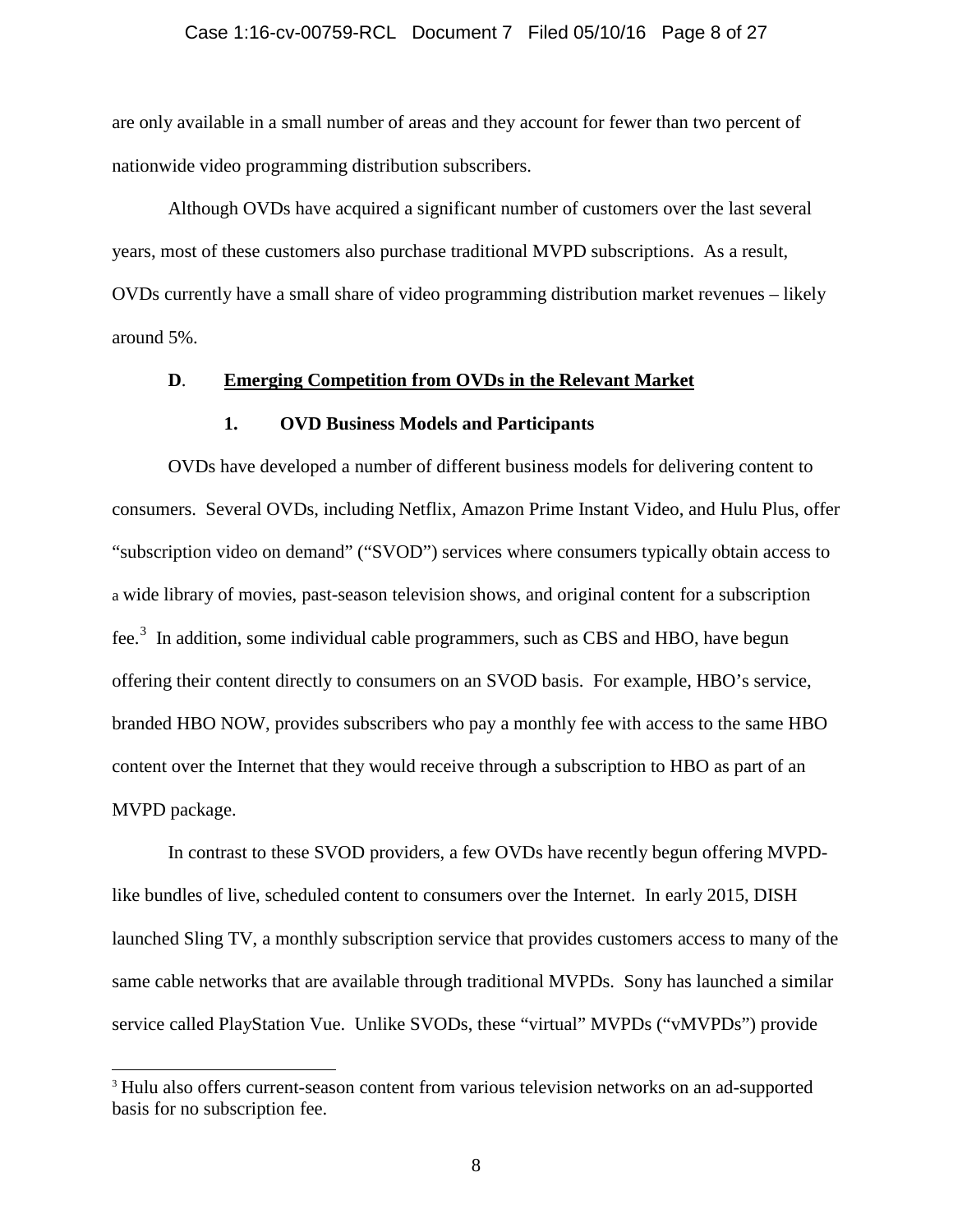are only available in a small number of areas and they account for fewer than two percent of nationwide video programming distribution subscribers.

Although OVDs have acquired a significant number of customers over the last several years, most of these customers also purchase traditional MVPD subscriptions. As a result, OVDs currently have a small share of video programming distribution market revenues – likely around 5%.

### D. Emerging Competition from OVDs in the Relevant Market

#### 1. OVD Business Models and Participants

OVDs have developed a number of different business models for delivering content to consumers. Several OVDs, including Netflix, Amazon Prime Instant Video, and Hulu Plus, offer "subscription video on demand" ("SVOD") services where consumers typically obtain access to a wide library of movies, past-season television shows, and original content for a subscription fee.[3] In addition, some individual cable programmers, such as CBS and HBO, have begun offering their content directly to consumers on an SVOD basis. For example, HBO's service, branded HBO NOW, provides subscribers who pay a monthly fee with access to the same HBO content over the Internet that they would receive through a subscription to HBO as part of an MVPD package.

In contrast to these SVOD providers, a few OVDs have recently begun offering MVPD-like bundles of live, scheduled content to consumers over the Internet. In early 2015, DISH launched Sling TV, a monthly subscription service that provides customers access to many of the same cable networks that are available through traditional MVPDs. Sony has launched a similar service called PlayStation Vue. Unlike SVODs, these "virtual" MVPDs ("vMVPDs") provide

[3] Hulu also offers current-season content from various television networks on an ad-supported basis for no subscription fee.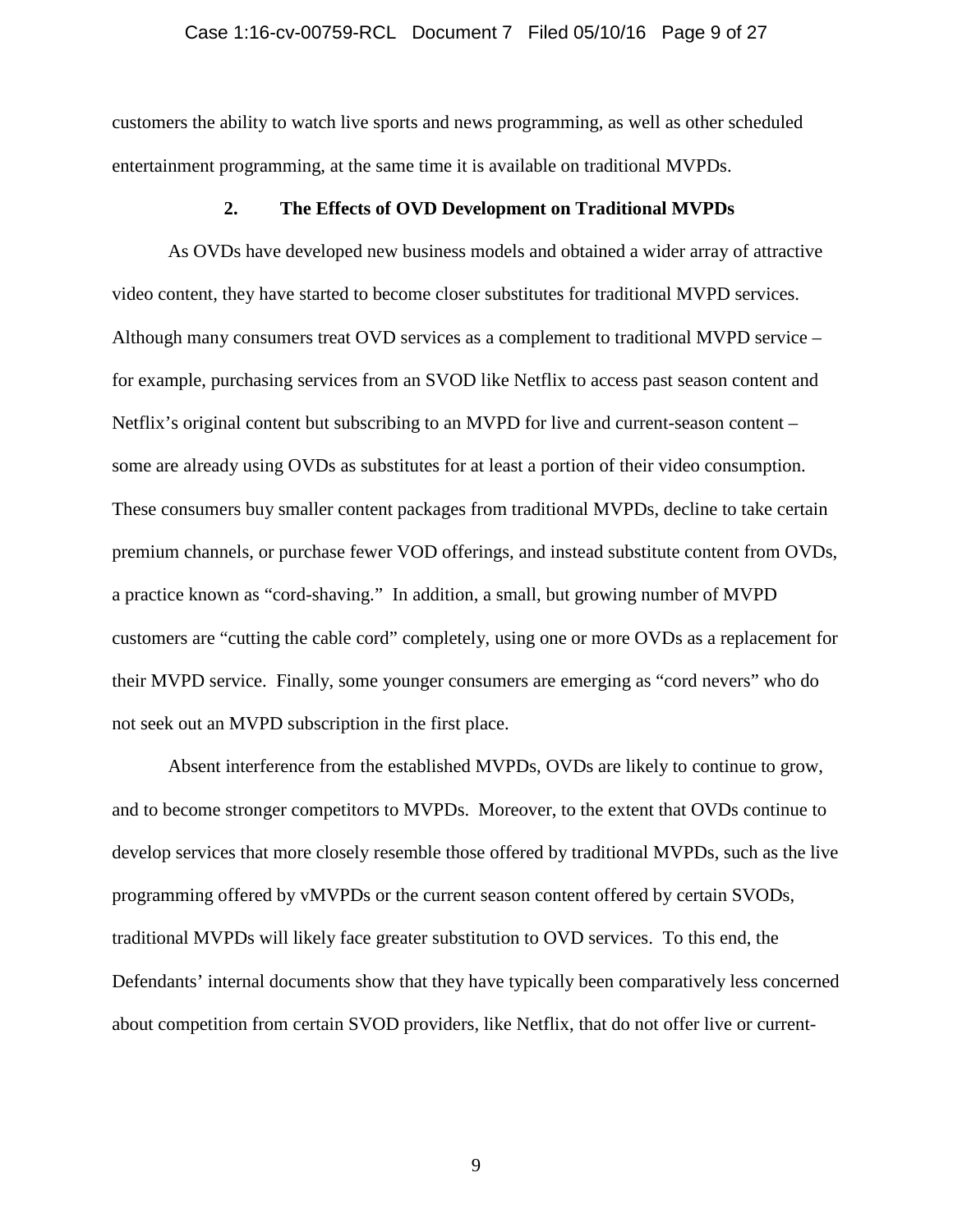customers the ability to watch live sports and news programming, as well as other scheduled entertainment programming, at the same time it is available on traditional MVPDs.

### 2. The Effects of OVD Development on Traditional MVPDs

As OVDs have developed new business models and obtained a wider array of attractive video content, they have started to become closer substitutes for traditional MVPD services. Although many consumers treat OVD services as a complement to traditional MVPD service – for example, purchasing services from an SVOD like Netflix to access past season content and Netflix's original content but subscribing to an MVPD for live and current-season content – some are already using OVDs as substitutes for at least a portion of their video consumption. These consumers buy smaller content packages from traditional MVPDs, decline to take certain premium channels, or purchase fewer VOD offerings, and instead substitute content from OVDs, a practice known as "cord-shaving." In addition, a small, but growing number of MVPD customers are "cutting the cable cord" completely, using one or more OVDs as a replacement for their MVPD service. Finally, some younger consumers are emerging as "cord nevers" who do not seek out an MVPD subscription in the first place.

Absent interference from the established MVPDs, OVDs are likely to continue to grow, and to become stronger competitors to MVPDs. Moreover, to the extent that OVDs continue to develop services that more closely resemble those offered by traditional MVPDs, such as the live programming offered by vMVPDs or the current season content offered by certain SVODs, traditional MVPDs will likely face greater substitution to OVD services. To this end, the Defendants' internal documents show that they have typically been comparatively less concerned about competition from certain SVOD providers, like Netflix, that do not offer live or current-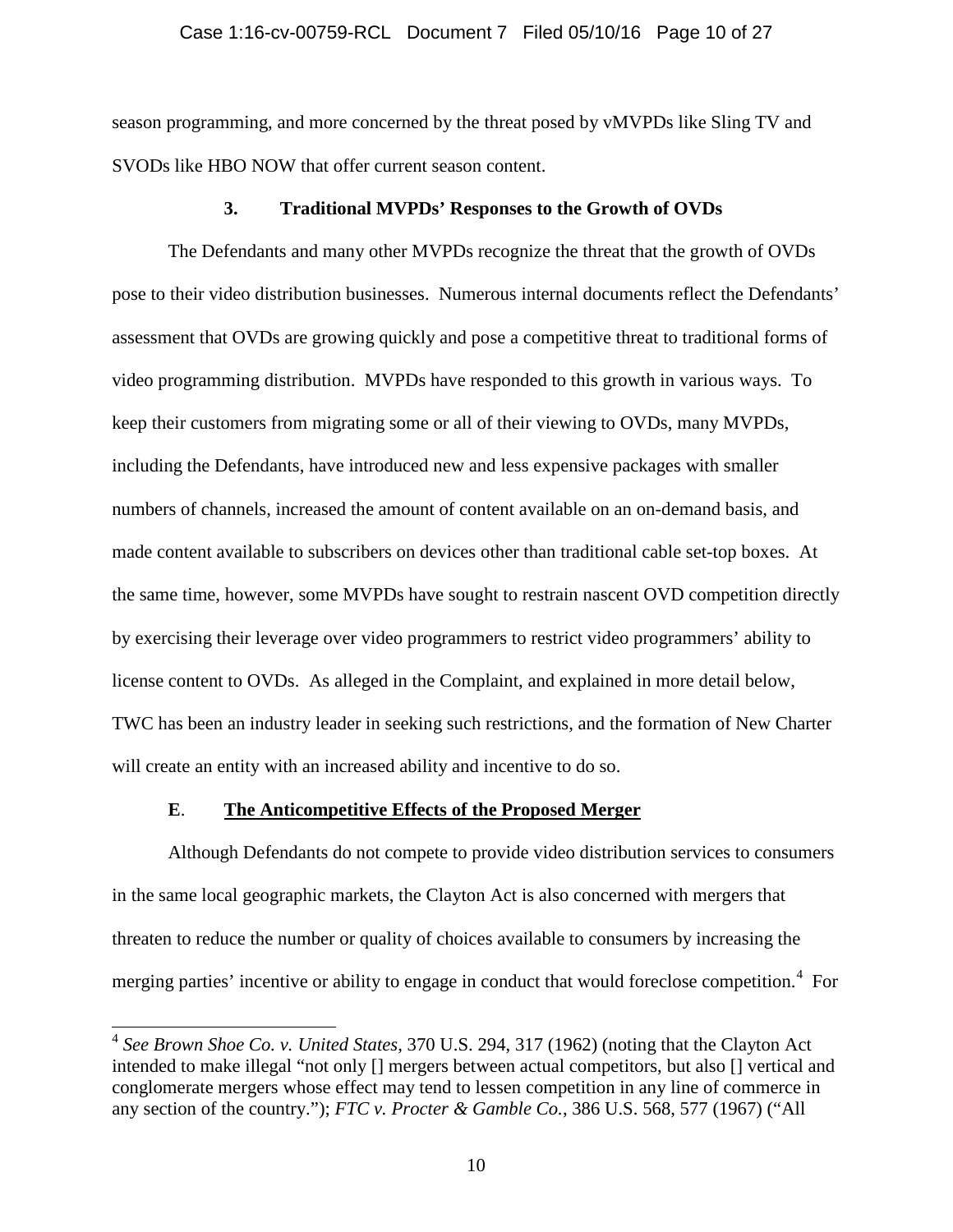season programming, and more concerned by the threat posed by vMVPDs like Sling TV and SVODs like HBO NOW that offer current season content.

### 3. Traditional MVPDs' Responses to the Growth of OVDs

The Defendants and many other MVPDs recognize the threat that the growth of OVDs pose to their video distribution businesses. Numerous internal documents reflect the Defendants' assessment that OVDs are growing quickly and pose a competitive threat to traditional forms of video programming distribution. MVPDs have responded to this growth in various ways. To keep their customers from migrating some or all of their viewing to OVDs, many MVPDs, including the Defendants, have introduced new and less expensive packages with smaller numbers of channels, increased the amount of content available on an on-demand basis, and made content available to subscribers on devices other than traditional cable set-top boxes. At the same time, however, some MVPDs have sought to restrain nascent OVD competition directly by exercising their leverage over video programmers to restrict video programmers' ability to license content to OVDs. As alleged in the Complaint, and explained in more detail below, TWC has been an industry leader in seeking such restrictions, and the formation of New Charter will create an entity with an increased ability and incentive to do so.

## E. The Anticompetitive Effects of the Proposed Merger

Although Defendants do not compete to provide video distribution services to consumers in the same local geographic markets, the Clayton Act is also concerned with mergers that threaten to reduce the number or quality of choices available to consumers by increasing the merging parties' incentive or ability to engage in conduct that would foreclose competition.[4] For

---

[4] *See Brown Shoe Co. v. United States*, 370 U.S. 294, 317 (1962) (noting that the Clayton Act intended to make illegal "not only [] mergers between actual competitors, but also [] vertical and conglomerate mergers whose effect may tend to lessen competition in any line of commerce in any section of the country."); *FTC v. Procter & Gamble Co.*, 386 U.S. 568, 577 (1967) ("All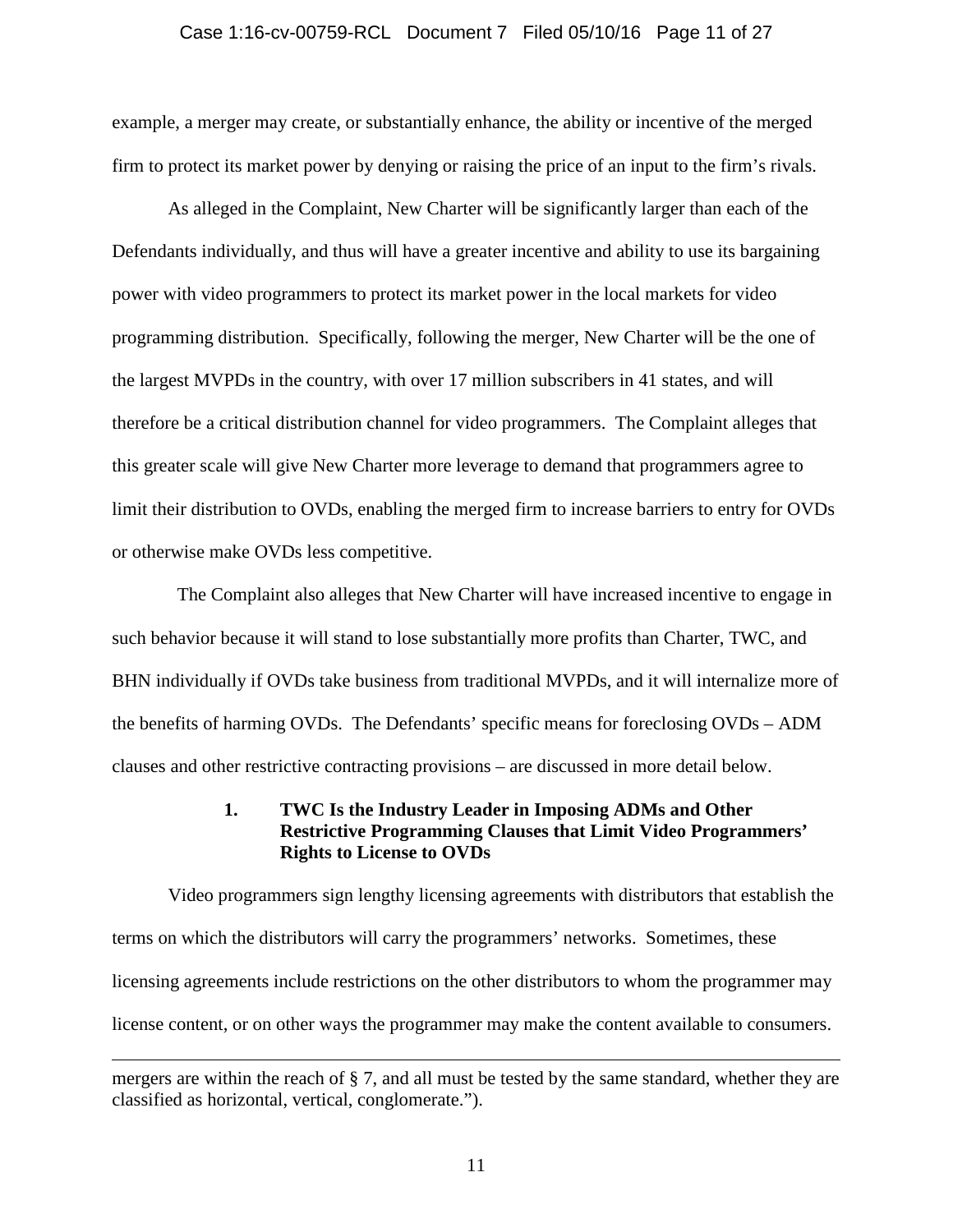example, a merger may create, or substantially enhance, the ability or incentive of the merged firm to protect its market power by denying or raising the price of an input to the firm's rivals.

As alleged in the Complaint, New Charter will be significantly larger than each of the Defendants individually, and thus will have a greater incentive and ability to use its bargaining power with video programmers to protect its market power in the local markets for video programming distribution. Specifically, following the merger, New Charter will be the one of the largest MVPDs in the country, with over 17 million subscribers in 41 states, and will therefore be a critical distribution channel for video programmers. The Complaint alleges that this greater scale will give New Charter more leverage to demand that programmers agree to limit their distribution to OVDs, enabling the merged firm to increase barriers to entry for OVDs or otherwise make OVDs less competitive.

The Complaint also alleges that New Charter will have increased incentive to engage in such behavior because it will stand to lose substantially more profits than Charter, TWC, and BHN individually if OVDs take business from traditional MVPDs, and it will internalize more of the benefits of harming OVDs. The Defendants' specific means for foreclosing OVDs – ADM clauses and other restrictive contracting provisions – are discussed in more detail below.

### 1. TWC Is the Industry Leader in Imposing ADMs and Other Restrictive Programming Clauses that Limit Video Programmers' Rights to License to OVDs

Video programmers sign lengthy licensing agreements with distributors that establish the terms on which the distributors will carry the programmers' networks. Sometimes, these licensing agreements include restrictions on the other distributors to whom the programmer may license content, or on other ways the programmer may make the content available to consumers.

---

mergers are within the reach of § 7, and all must be tested by the same standard, whether they are classified as horizontal, vertical, conglomerate.").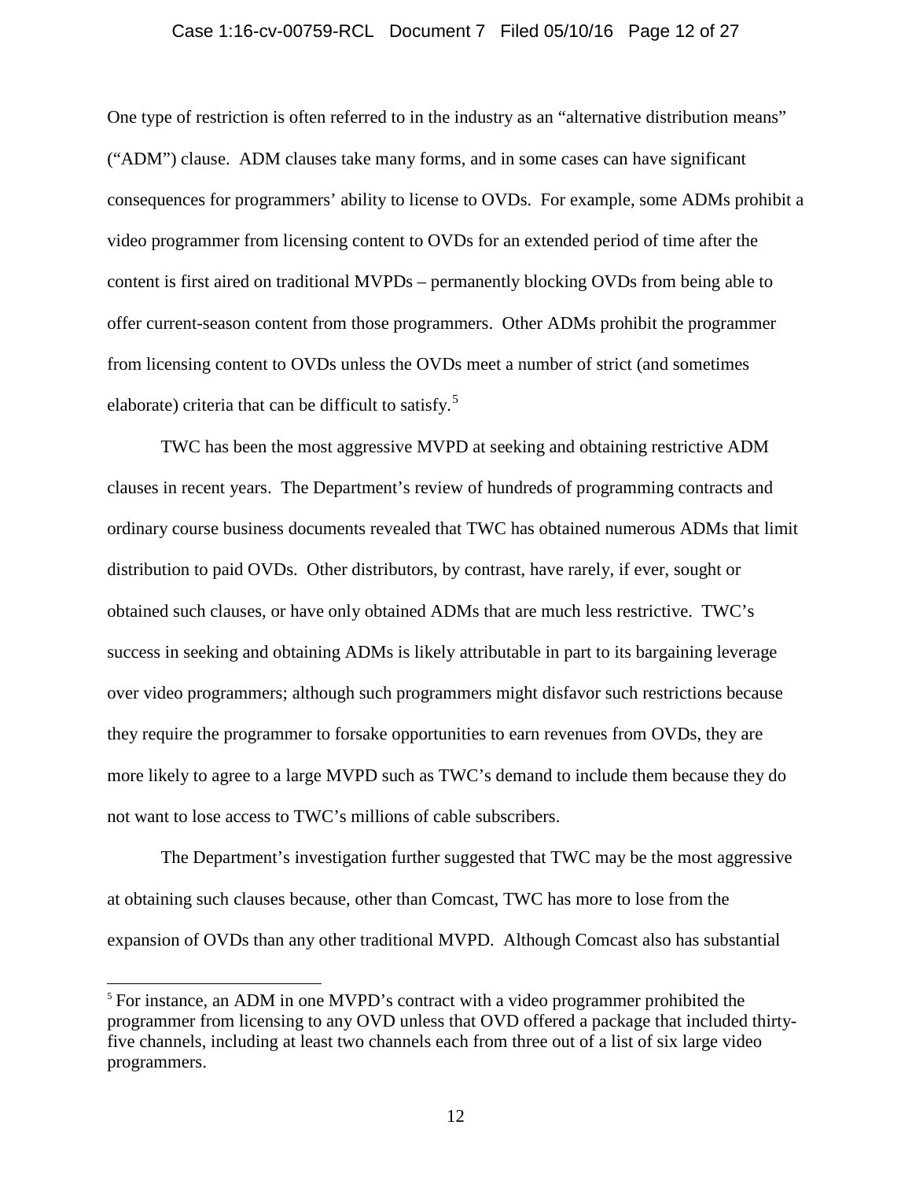One type of restriction is often referred to in the industry as an "alternative distribution means" ("ADM") clause. ADM clauses take many forms, and in some cases can have significant consequences for programmers' ability to license to OVDs. For example, some ADMs prohibit a video programmer from licensing content to OVDs for an extended period of time after the content is first aired on traditional MVPDs – permanently blocking OVDs from being able to offer current-season content from those programmers. Other ADMs prohibit the programmer from licensing content to OVDs unless the OVDs meet a number of strict (and sometimes elaborate) criteria that can be difficult to satisfy.[5]

TWC has been the most aggressive MVPD at seeking and obtaining restrictive ADM clauses in recent years. The Department's review of hundreds of programming contracts and ordinary course business documents revealed that TWC has obtained numerous ADMs that limit distribution to paid OVDs. Other distributors, by contrast, have rarely, if ever, sought or obtained such clauses, or have only obtained ADMs that are much less restrictive. TWC's success in seeking and obtaining ADMs is likely attributable in part to its bargaining leverage over video programmers; although such programmers might disfavor such restrictions because they require the programmer to forsake opportunities to earn revenues from OVDs, they are more likely to agree to a large MVPD such as TWC's demand to include them because they do not want to lose access to TWC's millions of cable subscribers.

The Department's investigation further suggested that TWC may be the most aggressive at obtaining such clauses because, other than Comcast, TWC has more to lose from the expansion of OVDs than any other traditional MVPD. Although Comcast also has substantial

[5] For instance, an ADM in one MVPD's contract with a video programmer prohibited the programmer from licensing to any OVD unless that OVD offered a package that included thirty-five channels, including at least two channels each from three out of a list of six large video programmers.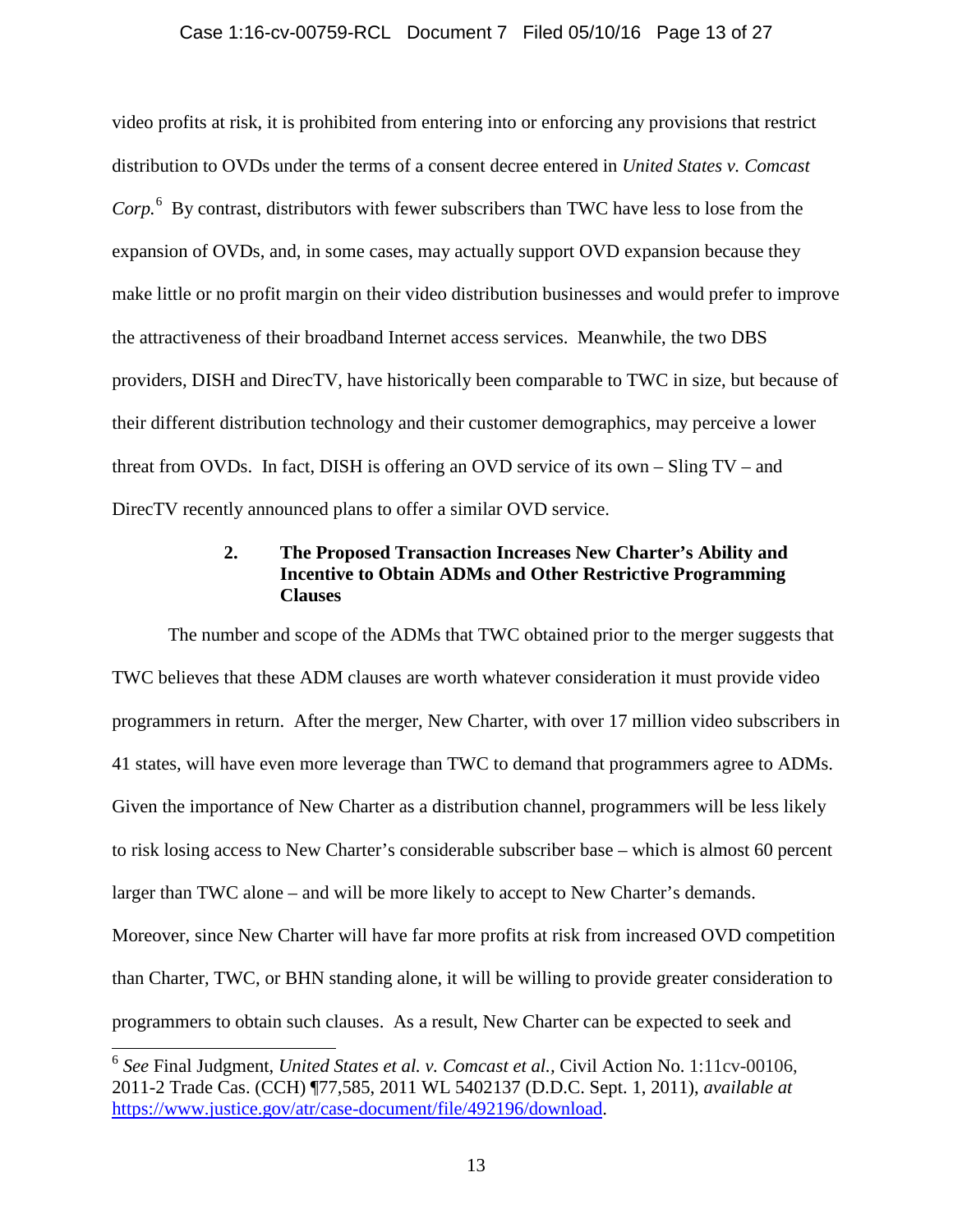video profits at risk, it is prohibited from entering into or enforcing any provisions that restrict distribution to OVDs under the terms of a consent decree entered in *United States v. Comcast Corp.*[6] By contrast, distributors with fewer subscribers than TWC have less to lose from the expansion of OVDs, and, in some cases, may actually support OVD expansion because they make little or no profit margin on their video distribution businesses and would prefer to improve the attractiveness of their broadband Internet access services. Meanwhile, the two DBS providers, DISH and DirecTV, have historically been comparable to TWC in size, but because of their different distribution technology and their customer demographics, may perceive a lower threat from OVDs. In fact, DISH is offering an OVD service of its own – Sling TV – and DirecTV recently announced plans to offer a similar OVD service.

### 2. The Proposed Transaction Increases New Charter's Ability and Incentive to Obtain ADMs and Other Restrictive Programming Clauses

The number and scope of the ADMs that TWC obtained prior to the merger suggests that TWC believes that these ADM clauses are worth whatever consideration it must provide video programmers in return. After the merger, New Charter, with over 17 million video subscribers in 41 states, will have even more leverage than TWC to demand that programmers agree to ADMs. Given the importance of New Charter as a distribution channel, programmers will be less likely to risk losing access to New Charter's considerable subscriber base – which is almost 60 percent larger than TWC alone – and will be more likely to accept to New Charter's demands. Moreover, since New Charter will have far more profits at risk from increased OVD competition than Charter, TWC, or BHN standing alone, it will be willing to provide greater consideration to programmers to obtain such clauses. As a result, New Charter can be expected to seek and

[6] *See* Final Judgment, *United States et al. v. Comcast et al.*, Civil Action No. 1:11cv-00106, 2011-2 Trade Cas. (CCH) ¶77,585, 2011 WL 5402137 (D.D.C. Sept. 1, 2011), *available at* https://www.justice.gov/atr/case-document/file/492196/download.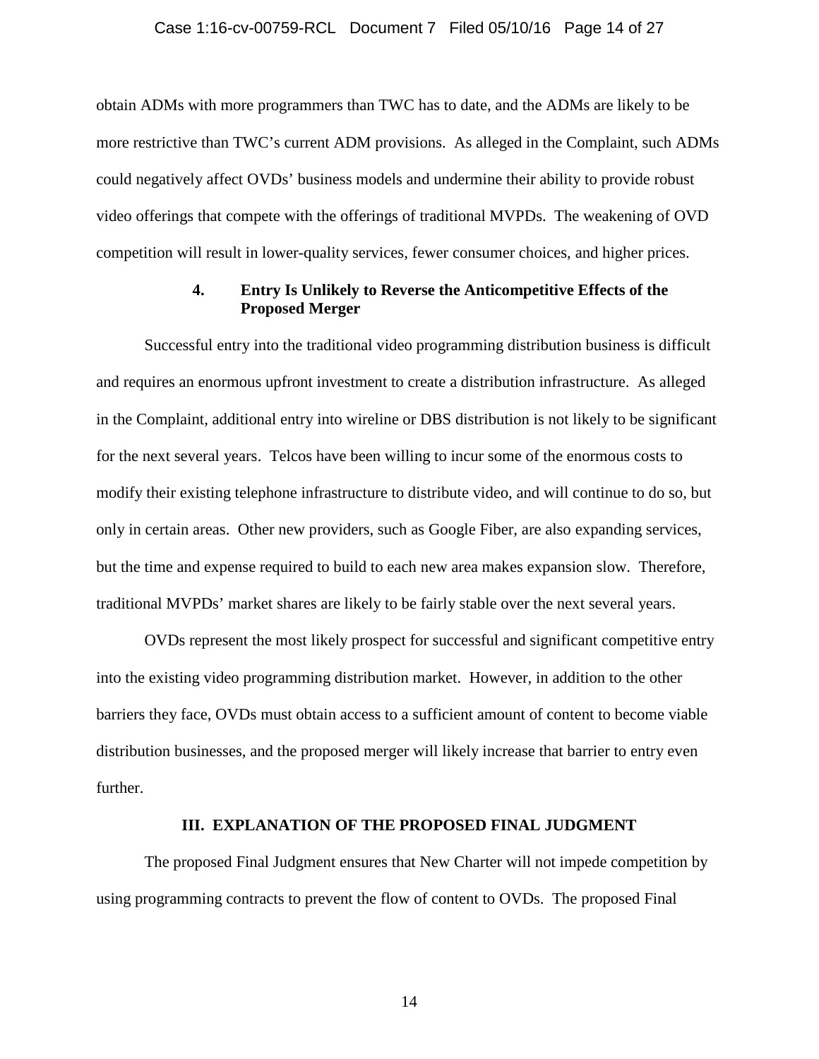obtain ADMs with more programmers than TWC has to date, and the ADMs are likely to be more restrictive than TWC's current ADM provisions. As alleged in the Complaint, such ADMs could negatively affect OVDs' business models and undermine their ability to provide robust video offerings that compete with the offerings of traditional MVPDs. The weakening of OVD competition will result in lower-quality services, fewer consumer choices, and higher prices.

#### 4. Entry Is Unlikely to Reverse the Anticompetitive Effects of the Proposed Merger

Successful entry into the traditional video programming distribution business is difficult and requires an enormous upfront investment to create a distribution infrastructure. As alleged in the Complaint, additional entry into wireline or DBS distribution is not likely to be significant for the next several years. Telcos have been willing to incur some of the enormous costs to modify their existing telephone infrastructure to distribute video, and will continue to do so, but only in certain areas. Other new providers, such as Google Fiber, are also expanding services, but the time and expense required to build to each new area makes expansion slow. Therefore, traditional MVPDs' market shares are likely to be fairly stable over the next several years.

OVDs represent the most likely prospect for successful and significant competitive entry into the existing video programming distribution market. However, in addition to the other barriers they face, OVDs must obtain access to a sufficient amount of content to become viable distribution businesses, and the proposed merger will likely increase that barrier to entry even further.

## III. EXPLANATION OF THE PROPOSED FINAL JUDGMENT

The proposed Final Judgment ensures that New Charter will not impede competition by using programming contracts to prevent the flow of content to OVDs. The proposed Final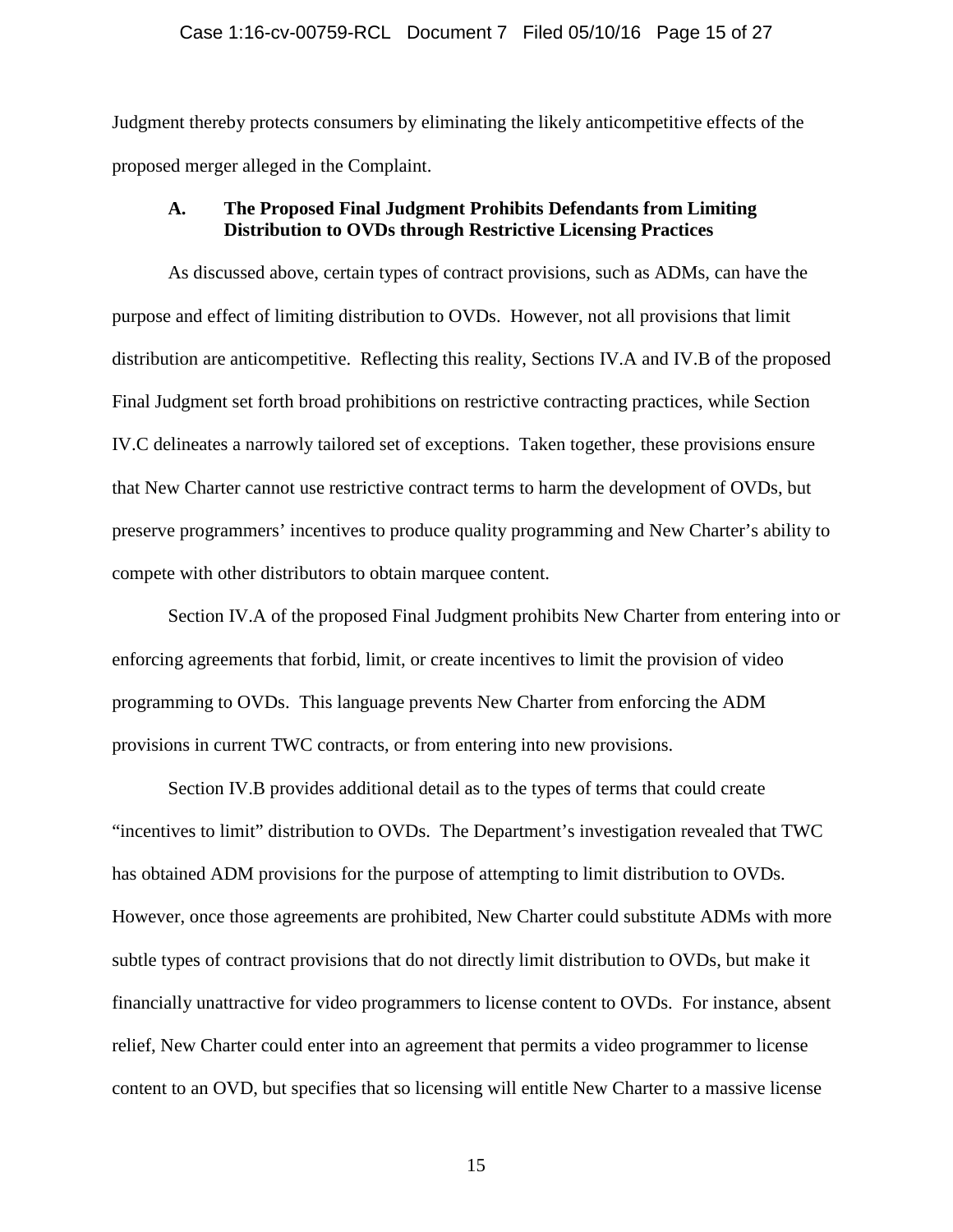Judgment thereby protects consumers by eliminating the likely anticompetitive effects of the proposed merger alleged in the Complaint.

### A. The Proposed Final Judgment Prohibits Defendants from Limiting Distribution to OVDs through Restrictive Licensing Practices

As discussed above, certain types of contract provisions, such as ADMs, can have the purpose and effect of limiting distribution to OVDs. However, not all provisions that limit distribution are anticompetitive. Reflecting this reality, Sections IV.A and IV.B of the proposed Final Judgment set forth broad prohibitions on restrictive contracting practices, while Section IV.C delineates a narrowly tailored set of exceptions. Taken together, these provisions ensure that New Charter cannot use restrictive contract terms to harm the development of OVDs, but preserve programmers' incentives to produce quality programming and New Charter's ability to compete with other distributors to obtain marquee content.

Section IV.A of the proposed Final Judgment prohibits New Charter from entering into or enforcing agreements that forbid, limit, or create incentives to limit the provision of video programming to OVDs. This language prevents New Charter from enforcing the ADM provisions in current TWC contracts, or from entering into new provisions.

Section IV.B provides additional detail as to the types of terms that could create "incentives to limit" distribution to OVDs. The Department's investigation revealed that TWC has obtained ADM provisions for the purpose of attempting to limit distribution to OVDs. However, once those agreements are prohibited, New Charter could substitute ADMs with more subtle types of contract provisions that do not directly limit distribution to OVDs, but make it financially unattractive for video programmers to license content to OVDs. For instance, absent relief, New Charter could enter into an agreement that permits a video programmer to license content to an OVD, but specifies that so licensing will entitle New Charter to a massive license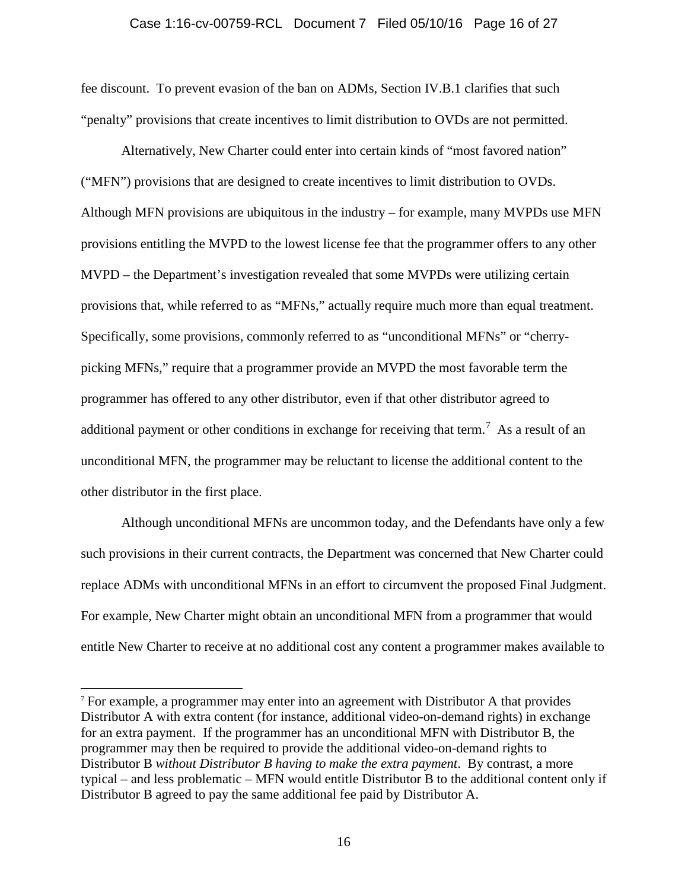fee discount. To prevent evasion of the ban on ADMs, Section IV.B.1 clarifies that such "penalty" provisions that create incentives to limit distribution to OVDs are not permitted.

Alternatively, New Charter could enter into certain kinds of "most favored nation" ("MFN") provisions that are designed to create incentives to limit distribution to OVDs. Although MFN provisions are ubiquitous in the industry – for example, many MVPDs use MFN provisions entitling the MVPD to the lowest license fee that the programmer offers to any other MVPD – the Department's investigation revealed that some MVPDs were utilizing certain provisions that, while referred to as "MFNs," actually require much more than equal treatment. Specifically, some provisions, commonly referred to as "unconditional MFNs" or "cherry-picking MFNs," require that a programmer provide an MVPD the most favorable term the programmer has offered to any other distributor, even if that other distributor agreed to additional payment or other conditions in exchange for receiving that term.[7] As a result of an unconditional MFN, the programmer may be reluctant to license the additional content to the other distributor in the first place.

Although unconditional MFNs are uncommon today, and the Defendants have only a few such provisions in their current contracts, the Department was concerned that New Charter could replace ADMs with unconditional MFNs in an effort to circumvent the proposed Final Judgment. For example, New Charter might obtain an unconditional MFN from a programmer that would entitle New Charter to receive at no additional cost any content a programmer makes available to

[7] For example, a programmer may enter into an agreement with Distributor A that provides Distributor A with extra content (for instance, additional video-on-demand rights) in exchange for an extra payment. If the programmer has an unconditional MFN with Distributor B, the programmer may then be required to provide the additional video-on-demand rights to Distributor B *without Distributor B having to make the extra payment*. By contrast, a more typical – and less problematic – MFN would entitle Distributor B to the additional content only if Distributor B agreed to pay the same additional fee paid by Distributor A.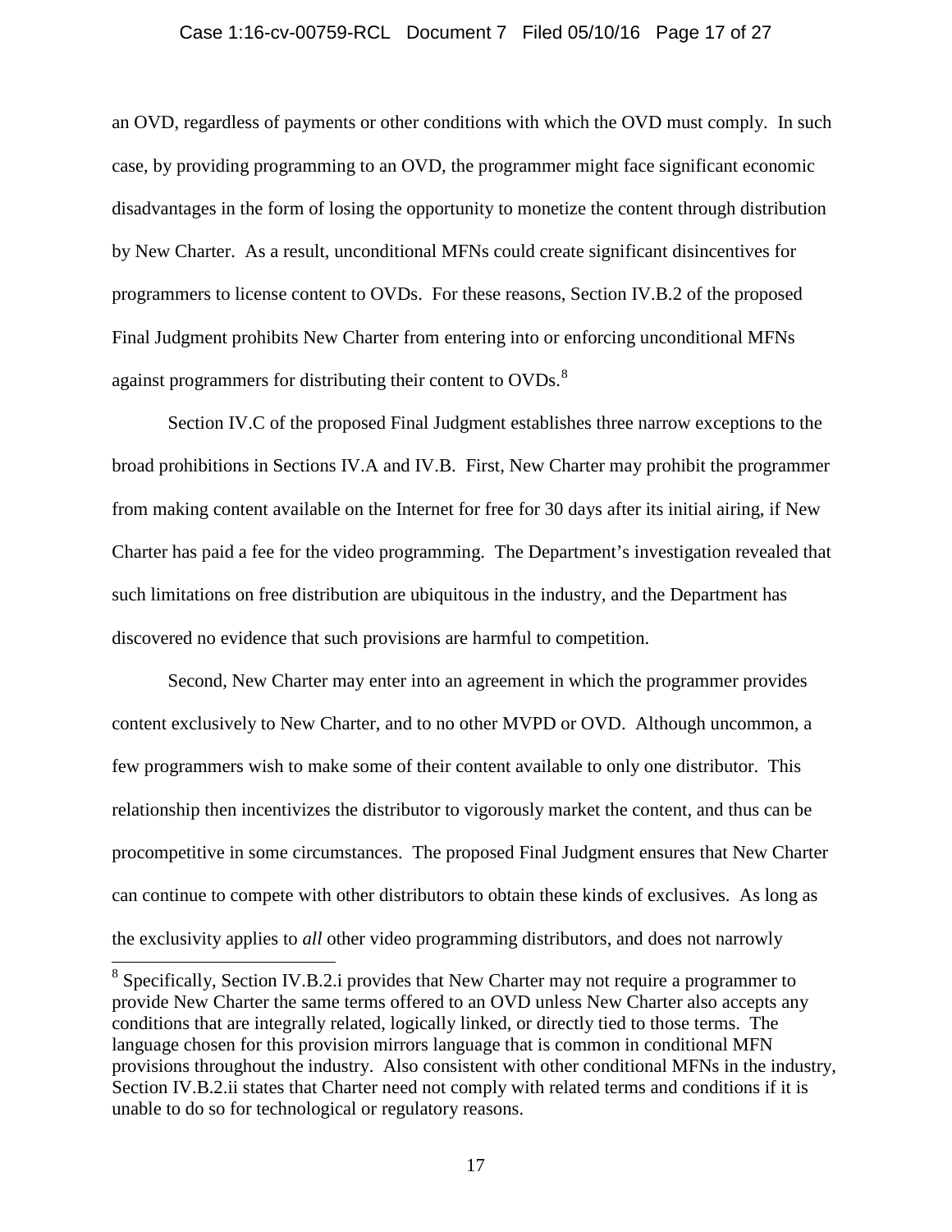an OVD, regardless of payments or other conditions with which the OVD must comply. In such case, by providing programming to an OVD, the programmer might face significant economic disadvantages in the form of losing the opportunity to monetize the content through distribution by New Charter. As a result, unconditional MFNs could create significant disincentives for programmers to license content to OVDs. For these reasons, Section IV.B.2 of the proposed Final Judgment prohibits New Charter from entering into or enforcing unconditional MFNs against programmers for distributing their content to OVDs.[8]

Section IV.C of the proposed Final Judgment establishes three narrow exceptions to the broad prohibitions in Sections IV.A and IV.B. First, New Charter may prohibit the programmer from making content available on the Internet for free for 30 days after its initial airing, if New Charter has paid a fee for the video programming. The Department's investigation revealed that such limitations on free distribution are ubiquitous in the industry, and the Department has discovered no evidence that such provisions are harmful to competition.

Second, New Charter may enter into an agreement in which the programmer provides content exclusively to New Charter, and to no other MVPD or OVD. Although uncommon, a few programmers wish to make some of their content available to only one distributor. This relationship then incentivizes the distributor to vigorously market the content, and thus can be procompetitive in some circumstances. The proposed Final Judgment ensures that New Charter can continue to compete with other distributors to obtain these kinds of exclusives. As long as the exclusivity applies to *all* other video programming distributors, and does not narrowly

[8] Specifically, Section IV.B.2.i provides that New Charter may not require a programmer to provide New Charter the same terms offered to an OVD unless New Charter also accepts any conditions that are integrally related, logically linked, or directly tied to those terms. The language chosen for this provision mirrors language that is common in conditional MFN provisions throughout the industry. Also consistent with other conditional MFNs in the industry, Section IV.B.2.ii states that Charter need not comply with related terms and conditions if it is unable to do so for technological or regulatory reasons.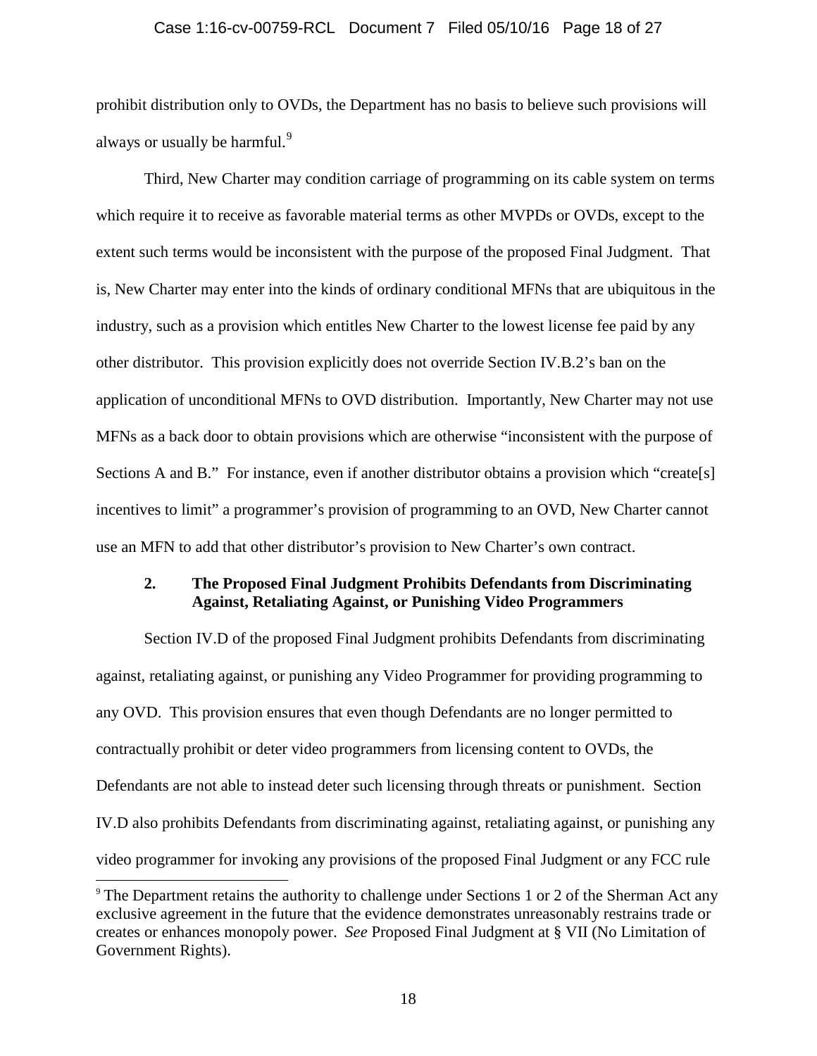prohibit distribution only to OVDs, the Department has no basis to believe such provisions will always or usually be harmful.[9]

Third, New Charter may condition carriage of programming on its cable system on terms which require it to receive as favorable material terms as other MVPDs or OVDs, except to the extent such terms would be inconsistent with the purpose of the proposed Final Judgment. That is, New Charter may enter into the kinds of ordinary conditional MFNs that are ubiquitous in the industry, such as a provision which entitles New Charter to the lowest license fee paid by any other distributor. This provision explicitly does not override Section IV.B.2's ban on the application of unconditional MFNs to OVD distribution. Importantly, New Charter may not use MFNs as a back door to obtain provisions which are otherwise "inconsistent with the purpose of Sections A and B." For instance, even if another distributor obtains a provision which "create[s] incentives to limit" a programmer's provision of programming to an OVD, New Charter cannot use an MFN to add that other distributor's provision to New Charter's own contract.

### 2. The Proposed Final Judgment Prohibits Defendants from Discriminating Against, Retaliating Against, or Punishing Video Programmers

Section IV.D of the proposed Final Judgment prohibits Defendants from discriminating against, retaliating against, or punishing any Video Programmer for providing programming to any OVD. This provision ensures that even though Defendants are no longer permitted to contractually prohibit or deter video programmers from licensing content to OVDs, the Defendants are not able to instead deter such licensing through threats or punishment. Section IV.D also prohibits Defendants from discriminating against, retaliating against, or punishing any video programmer for invoking any provisions of the proposed Final Judgment or any FCC rule

[9] The Department retains the authority to challenge under Sections 1 or 2 of the Sherman Act any exclusive agreement in the future that the evidence demonstrates unreasonably restrains trade or creates or enhances monopoly power. *See* Proposed Final Judgment at § VII (No Limitation of Government Rights).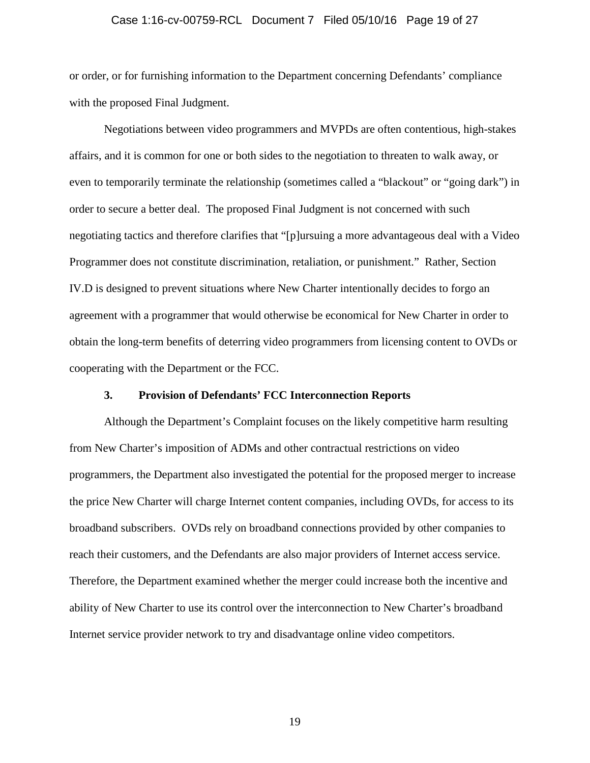or order, or for furnishing information to the Department concerning Defendants' compliance with the proposed Final Judgment.

Negotiations between video programmers and MVPDs are often contentious, high-stakes affairs, and it is common for one or both sides to the negotiation to threaten to walk away, or even to temporarily terminate the relationship (sometimes called a "blackout" or "going dark") in order to secure a better deal. The proposed Final Judgment is not concerned with such negotiating tactics and therefore clarifies that "[p]ursuing a more advantageous deal with a Video Programmer does not constitute discrimination, retaliation, or punishment." Rather, Section IV.D is designed to prevent situations where New Charter intentionally decides to forgo an agreement with a programmer that would otherwise be economical for New Charter in order to obtain the long-term benefits of deterring video programmers from licensing content to OVDs or cooperating with the Department or the FCC.

### 3. Provision of Defendants' FCC Interconnection Reports

Although the Department's Complaint focuses on the likely competitive harm resulting from New Charter's imposition of ADMs and other contractual restrictions on video programmers, the Department also investigated the potential for the proposed merger to increase the price New Charter will charge Internet content companies, including OVDs, for access to its broadband subscribers. OVDs rely on broadband connections provided by other companies to reach their customers, and the Defendants are also major providers of Internet access service. Therefore, the Department examined whether the merger could increase both the incentive and ability of New Charter to use its control over the interconnection to New Charter's broadband Internet service provider network to try and disadvantage online video competitors.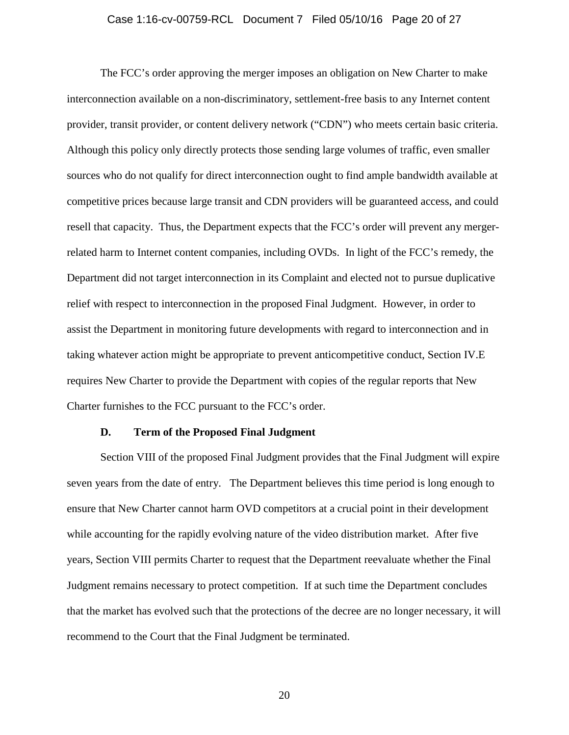The FCC's order approving the merger imposes an obligation on New Charter to make interconnection available on a non-discriminatory, settlement-free basis to any Internet content provider, transit provider, or content delivery network ("CDN") who meets certain basic criteria. Although this policy only directly protects those sending large volumes of traffic, even smaller sources who do not qualify for direct interconnection ought to find ample bandwidth available at competitive prices because large transit and CDN providers will be guaranteed access, and could resell that capacity. Thus, the Department expects that the FCC's order will prevent any merger-related harm to Internet content companies, including OVDs. In light of the FCC's remedy, the Department did not target interconnection in its Complaint and elected not to pursue duplicative relief with respect to interconnection in the proposed Final Judgment. However, in order to assist the Department in monitoring future developments with regard to interconnection and in taking whatever action might be appropriate to prevent anticompetitive conduct, Section IV.E requires New Charter to provide the Department with copies of the regular reports that New Charter furnishes to the FCC pursuant to the FCC's order.

### D. Term of the Proposed Final Judgment

Section VIII of the proposed Final Judgment provides that the Final Judgment will expire seven years from the date of entry. The Department believes this time period is long enough to ensure that New Charter cannot harm OVD competitors at a crucial point in their development while accounting for the rapidly evolving nature of the video distribution market. After five years, Section VIII permits Charter to request that the Department reevaluate whether the Final Judgment remains necessary to protect competition. If at such time the Department concludes that the market has evolved such that the protections of the decree are no longer necessary, it will recommend to the Court that the Final Judgment be terminated.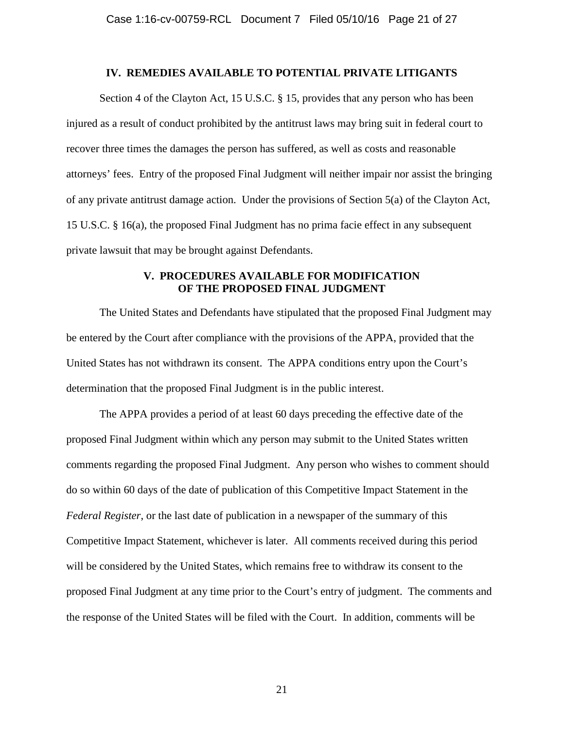## IV. REMEDIES AVAILABLE TO POTENTIAL PRIVATE LITIGANTS

Section 4 of the Clayton Act, 15 U.S.C. § 15, provides that any person who has been injured as a result of conduct prohibited by the antitrust laws may bring suit in federal court to recover three times the damages the person has suffered, as well as costs and reasonable attorneys' fees. Entry of the proposed Final Judgment will neither impair nor assist the bringing of any private antitrust damage action. Under the provisions of Section 5(a) of the Clayton Act, 15 U.S.C. § 16(a), the proposed Final Judgment has no prima facie effect in any subsequent private lawsuit that may be brought against Defendants.

## V. PROCEDURES AVAILABLE FOR MODIFICATION OF THE PROPOSED FINAL JUDGMENT

The United States and Defendants have stipulated that the proposed Final Judgment may be entered by the Court after compliance with the provisions of the APPA, provided that the United States has not withdrawn its consent. The APPA conditions entry upon the Court's determination that the proposed Final Judgment is in the public interest.

The APPA provides a period of at least 60 days preceding the effective date of the proposed Final Judgment within which any person may submit to the United States written comments regarding the proposed Final Judgment. Any person who wishes to comment should do so within 60 days of the date of publication of this Competitive Impact Statement in the *Federal Register*, or the last date of publication in a newspaper of the summary of this Competitive Impact Statement, whichever is later. All comments received during this period will be considered by the United States, which remains free to withdraw its consent to the proposed Final Judgment at any time prior to the Court's entry of judgment. The comments and the response of the United States will be filed with the Court. In addition, comments will be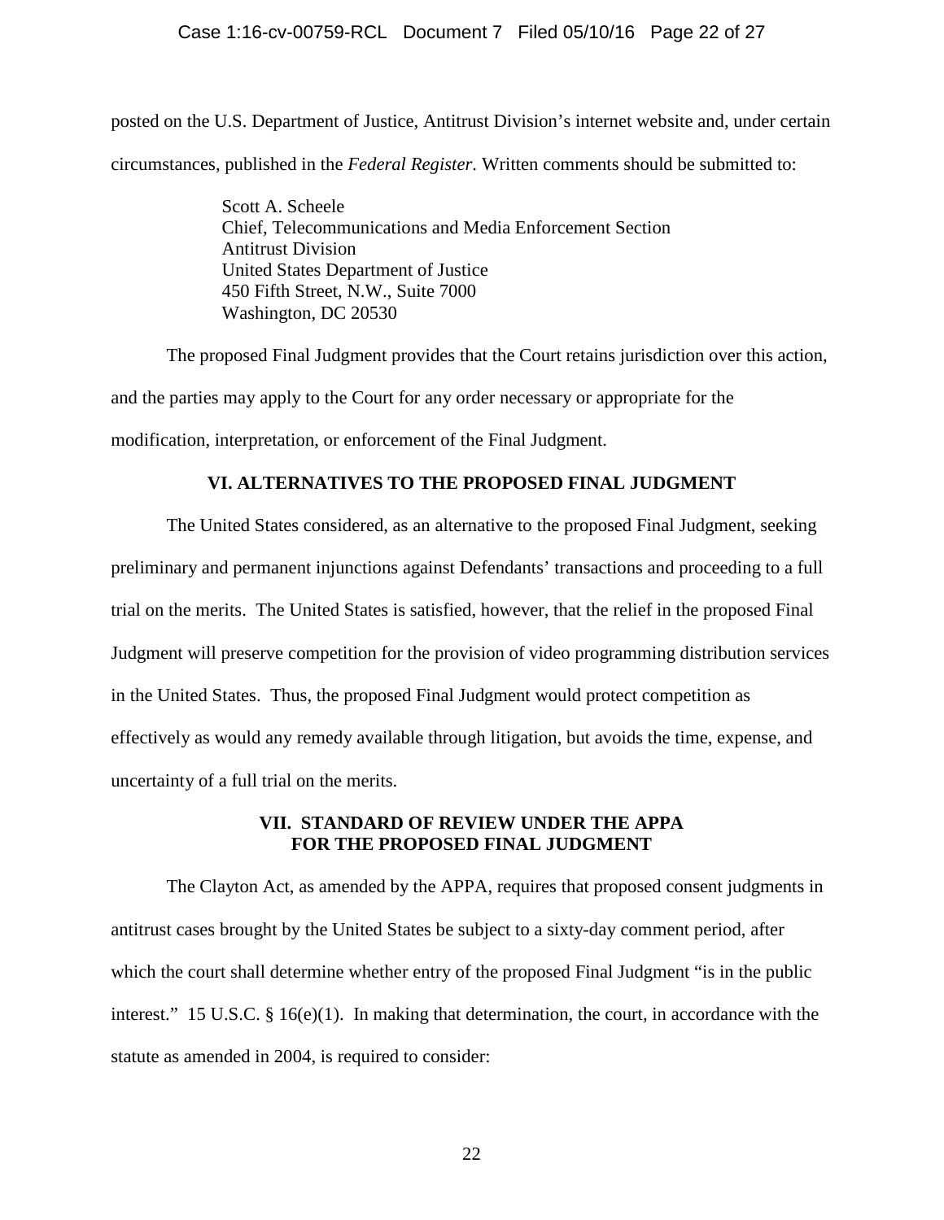posted on the U.S. Department of Justice, Antitrust Division's internet website and, under certain circumstances, published in the *Federal Register*. Written comments should be submitted to:

> Scott A. Scheele
> Chief, Telecommunications and Media Enforcement Section
> Antitrust Division
> United States Department of Justice
> 450 Fifth Street, N.W., Suite 7000
> Washington, DC 20530

The proposed Final Judgment provides that the Court retains jurisdiction over this action, and the parties may apply to the Court for any order necessary or appropriate for the modification, interpretation, or enforcement of the Final Judgment.

## VI. ALTERNATIVES TO THE PROPOSED FINAL JUDGMENT

The United States considered, as an alternative to the proposed Final Judgment, seeking preliminary and permanent injunctions against Defendants' transactions and proceeding to a full trial on the merits. The United States is satisfied, however, that the relief in the proposed Final Judgment will preserve competition for the provision of video programming distribution services in the United States. Thus, the proposed Final Judgment would protect competition as effectively as would any remedy available through litigation, but avoids the time, expense, and uncertainty of a full trial on the merits.

## VII. STANDARD OF REVIEW UNDER THE APPA FOR THE PROPOSED FINAL JUDGMENT

The Clayton Act, as amended by the APPA, requires that proposed consent judgments in antitrust cases brought by the United States be subject to a sixty-day comment period, after which the court shall determine whether entry of the proposed Final Judgment "is in the public interest." 15 U.S.C. § 16(e)(1). In making that determination, the court, in accordance with the statute as amended in 2004, is required to consider: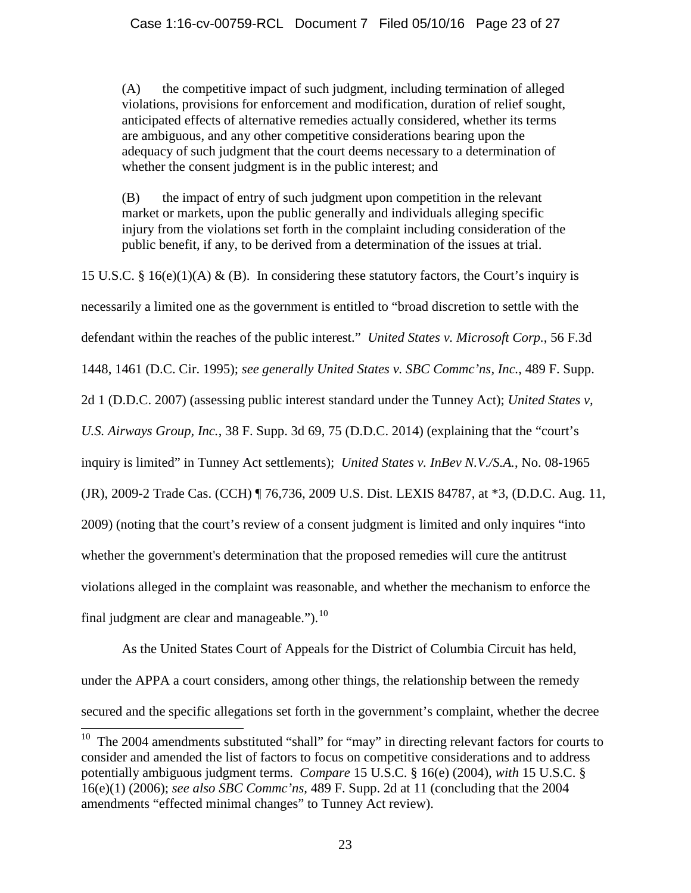> (A) the competitive impact of such judgment, including termination of alleged violations, provisions for enforcement and modification, duration of relief sought, anticipated effects of alternative remedies actually considered, whether its terms are ambiguous, and any other competitive considerations bearing upon the adequacy of such judgment that the court deems necessary to a determination of whether the consent judgment is in the public interest; and
>
> (B) the impact of entry of such judgment upon competition in the relevant market or markets, upon the public generally and individuals alleging specific injury from the violations set forth in the complaint including consideration of the public benefit, if any, to be derived from a determination of the issues at trial.

15 U.S.C. § 16(e)(1)(A) & (B). In considering these statutory factors, the Court's inquiry is necessarily a limited one as the government is entitled to "broad discretion to settle with the defendant within the reaches of the public interest." *United States v. Microsoft Corp.*, 56 F.3d 1448, 1461 (D.C. Cir. 1995); *see generally United States v. SBC Commc'ns, Inc.*, 489 F. Supp. 2d 1 (D.D.C. 2007) (assessing public interest standard under the Tunney Act); *United States v, U.S. Airways Group, Inc.*, 38 F. Supp. 3d 69, 75 (D.D.C. 2014) (explaining that the "court's inquiry is limited" in Tunney Act settlements); *United States v. InBev N.V./S.A.*, No. 08-1965 (JR), 2009-2 Trade Cas. (CCH) ¶ 76,736, 2009 U.S. Dist. LEXIS 84787, at *3, (D.D.C. Aug. 11, 2009) (noting that the court's review of a consent judgment is limited and only inquires "into whether the government's determination that the proposed remedies will cure the antitrust violations alleged in the complaint was reasonable, and whether the mechanism to enforce the final judgment are clear and manageable.").[10]

As the United States Court of Appeals for the District of Columbia Circuit has held, under the APPA a court considers, among other things, the relationship between the remedy secured and the specific allegations set forth in the government's complaint, whether the decree

[10] The 2004 amendments substituted "shall" for "may" in directing relevant factors for courts to consider and amended the list of factors to focus on competitive considerations and to address potentially ambiguous judgment terms. *Compare* 15 U.S.C. § 16(e) (2004), *with* 15 U.S.C. § 16(e)(1) (2006); *see also SBC Commc'ns*, 489 F. Supp. 2d at 11 (concluding that the 2004 amendments "effected minimal changes" to Tunney Act review).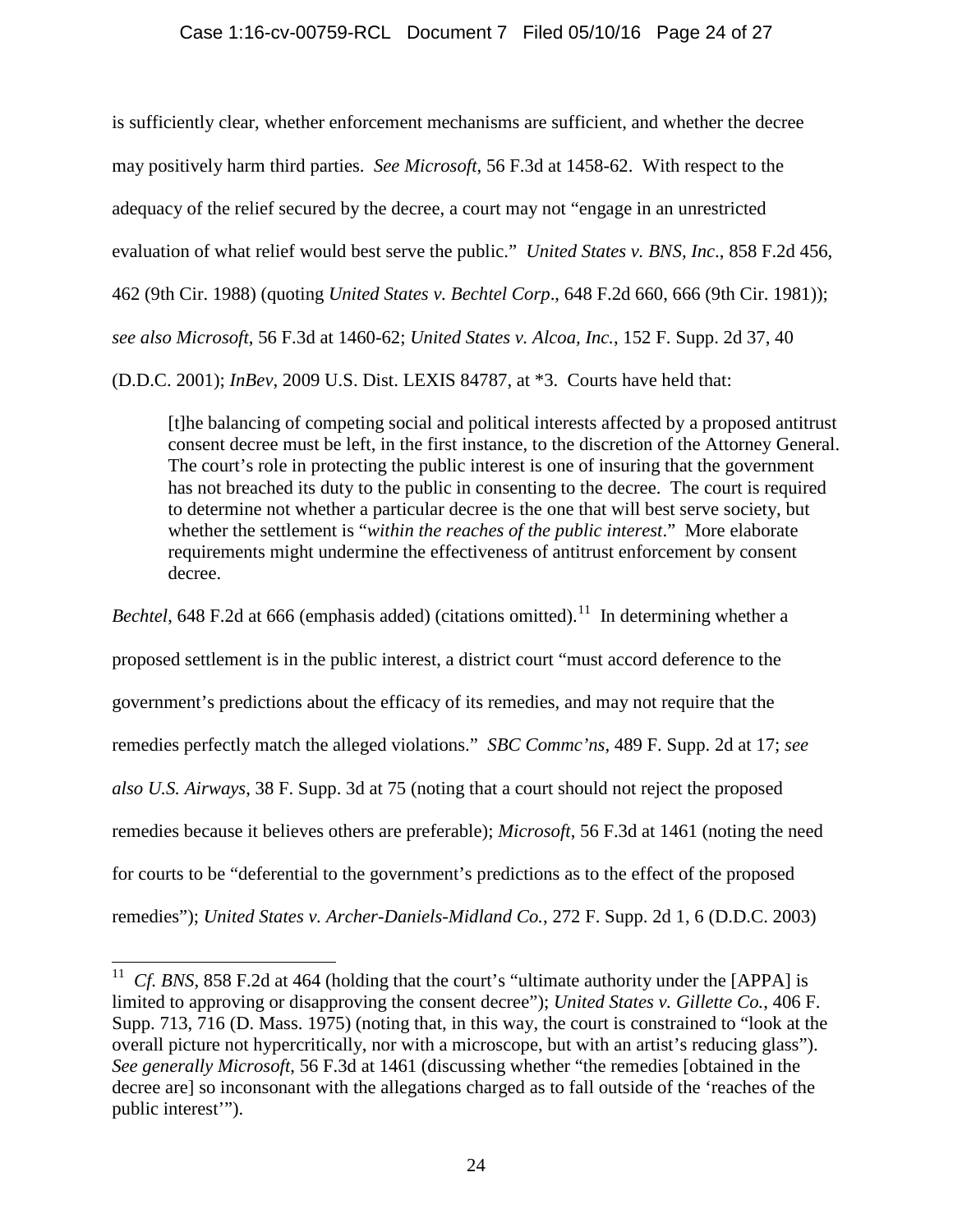is sufficiently clear, whether enforcement mechanisms are sufficient, and whether the decree may positively harm third parties. *See Microsoft*, 56 F.3d at 1458-62. With respect to the adequacy of the relief secured by the decree, a court may not "engage in an unrestricted evaluation of what relief would best serve the public." *United States v. BNS, Inc*., 858 F.2d 456, 462 (9th Cir. 1988) (quoting *United States v. Bechtel Corp*., 648 F.2d 660, 666 (9th Cir. 1981)); *see also Microsoft*, 56 F.3d at 1460-62; *United States v. Alcoa, Inc.*, 152 F. Supp. 2d 37, 40 (D.D.C. 2001); *InBev*, 2009 U.S. Dist. LEXIS 84787, at *3. Courts have held that:

> [t]he balancing of competing social and political interests affected by a proposed antitrust consent decree must be left, in the first instance, to the discretion of the Attorney General. The court's role in protecting the public interest is one of insuring that the government has not breached its duty to the public in consenting to the decree. The court is required to determine not whether a particular decree is the one that will best serve society, but whether the settlement is "*within the reaches of the public interest*." More elaborate requirements might undermine the effectiveness of antitrust enforcement by consent decree.

*Bechtel*, 648 F.2d at 666 (emphasis added) (citations omitted).[11] In determining whether a proposed settlement is in the public interest, a district court "must accord deference to the government's predictions about the efficacy of its remedies, and may not require that the remedies perfectly match the alleged violations." *SBC Commc'ns*, 489 F. Supp. 2d at 17; *see also U.S. Airways*, 38 F. Supp. 3d at 75 (noting that a court should not reject the proposed remedies because it believes others are preferable); *Microsoft*, 56 F.3d at 1461 (noting the need for courts to be "deferential to the government's predictions as to the effect of the proposed remedies"); *United States v. Archer-Daniels-Midland Co.*, 272 F. Supp. 2d 1, 6 (D.D.C. 2003)

---

[11] *Cf. BNS*, 858 F.2d at 464 (holding that the court's "ultimate authority under the [APPA] is limited to approving or disapproving the consent decree"); *United States v. Gillette Co.*, 406 F. Supp. 713, 716 (D. Mass. 1975) (noting that, in this way, the court is constrained to "look at the overall picture not hypercritically, nor with a microscope, but with an artist's reducing glass"). *See generally Microsoft*, 56 F.3d at 1461 (discussing whether "the remedies [obtained in the decree are] so inconsonant with the allegations charged as to fall outside of the 'reaches of the public interest'").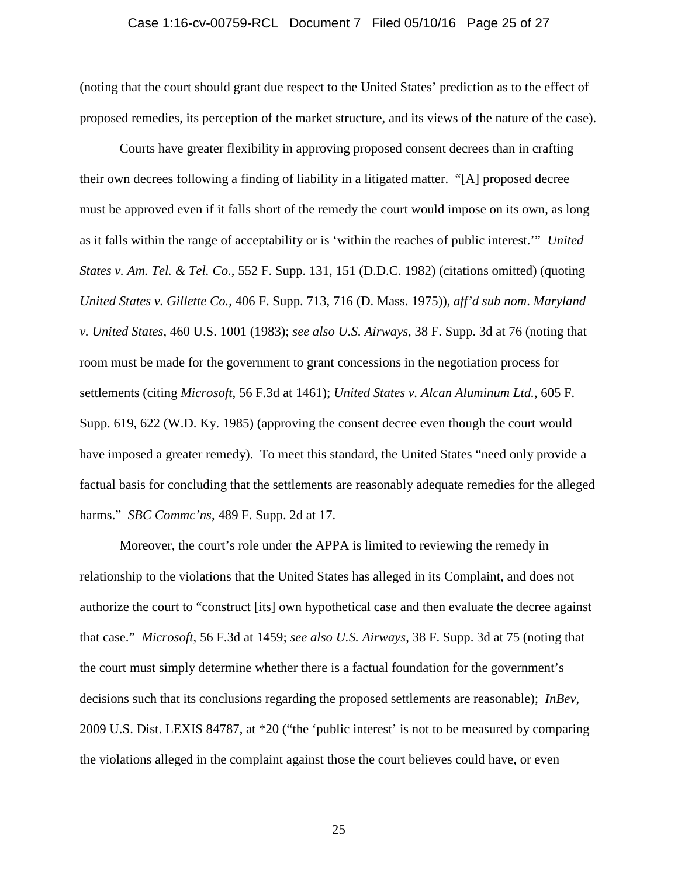(noting that the court should grant due respect to the United States' prediction as to the effect of proposed remedies, its perception of the market structure, and its views of the nature of the case).

Courts have greater flexibility in approving proposed consent decrees than in crafting their own decrees following a finding of liability in a litigated matter. "[A] proposed decree must be approved even if it falls short of the remedy the court would impose on its own, as long as it falls within the range of acceptability or is 'within the reaches of public interest.'" *United States v. Am. Tel. & Tel. Co.*, 552 F. Supp. 131, 151 (D.D.C. 1982) (citations omitted) (quoting *United States v. Gillette Co.*, 406 F. Supp. 713, 716 (D. Mass. 1975)), *aff'd sub nom*. *Maryland v. United States*, 460 U.S. 1001 (1983); *see also U.S. Airways*, 38 F. Supp. 3d at 76 (noting that room must be made for the government to grant concessions in the negotiation process for settlements (citing *Microsoft*, 56 F.3d at 1461); *United States v. Alcan Aluminum Ltd.*, 605 F. Supp. 619, 622 (W.D. Ky. 1985) (approving the consent decree even though the court would have imposed a greater remedy). To meet this standard, the United States "need only provide a factual basis for concluding that the settlements are reasonably adequate remedies for the alleged harms." *SBC Commc'ns*, 489 F. Supp. 2d at 17.

Moreover, the court's role under the APPA is limited to reviewing the remedy in relationship to the violations that the United States has alleged in its Complaint, and does not authorize the court to "construct [its] own hypothetical case and then evaluate the decree against that case." *Microsoft*, 56 F.3d at 1459; *see also U.S. Airways*, 38 F. Supp. 3d at 75 (noting that the court must simply determine whether there is a factual foundation for the government's decisions such that its conclusions regarding the proposed settlements are reasonable); *InBev*, 2009 U.S. Dist. LEXIS 84787, at *20 ("the 'public interest' is not to be measured by comparing the violations alleged in the complaint against those the court believes could have, or even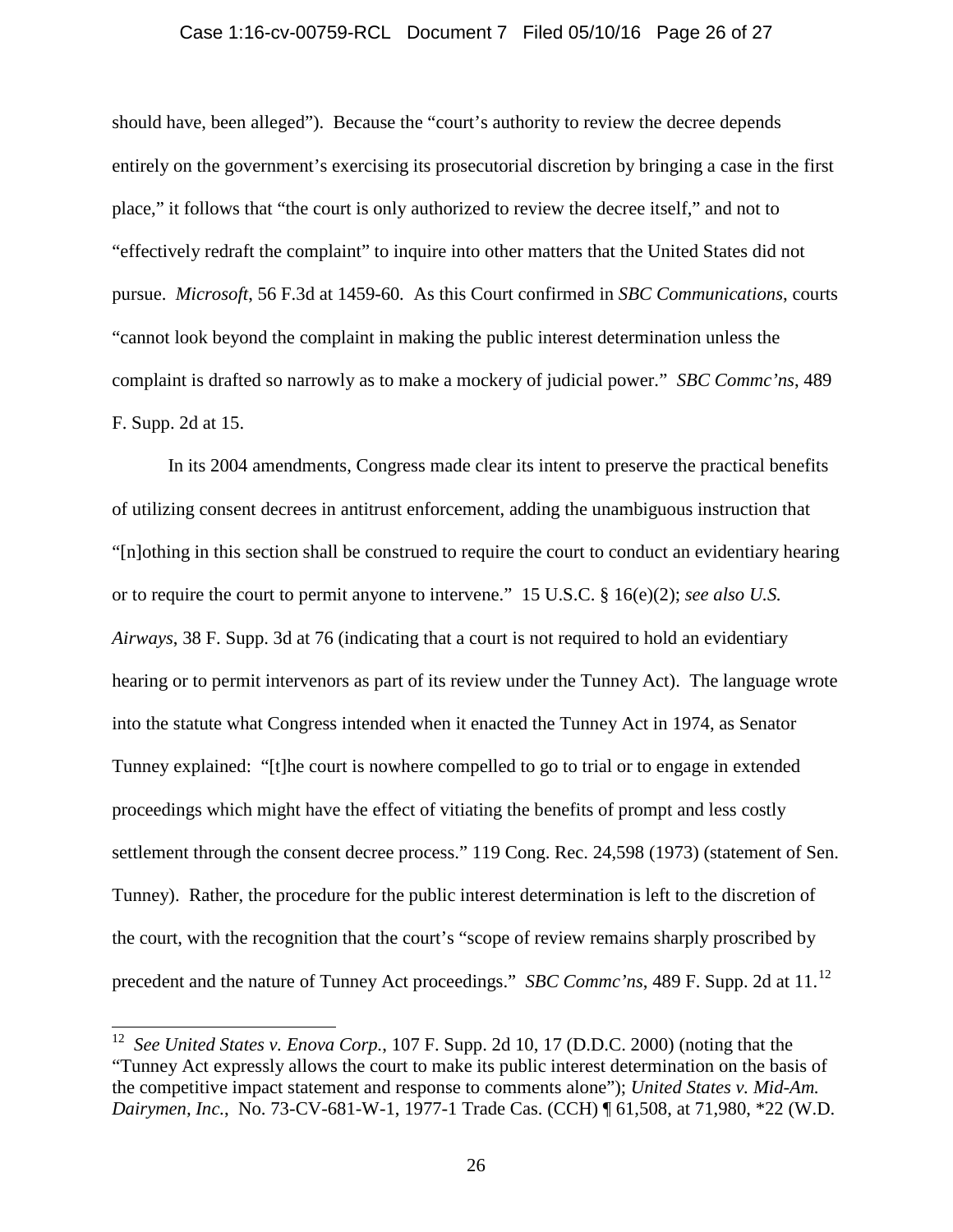should have, been alleged"). Because the "court's authority to review the decree depends entirely on the government's exercising its prosecutorial discretion by bringing a case in the first place," it follows that "the court is only authorized to review the decree itself," and not to "effectively redraft the complaint" to inquire into other matters that the United States did not pursue. *Microsoft*, 56 F.3d at 1459-60. As this Court confirmed in *SBC Communications*, courts "cannot look beyond the complaint in making the public interest determination unless the complaint is drafted so narrowly as to make a mockery of judicial power." *SBC Commc'ns*, 489 F. Supp. 2d at 15.

In its 2004 amendments, Congress made clear its intent to preserve the practical benefits of utilizing consent decrees in antitrust enforcement, adding the unambiguous instruction that "[n]othing in this section shall be construed to require the court to conduct an evidentiary hearing or to require the court to permit anyone to intervene." 15 U.S.C. § 16(e)(2); *see also U.S. Airways*, 38 F. Supp. 3d at 76 (indicating that a court is not required to hold an evidentiary hearing or to permit intervenors as part of its review under the Tunney Act). The language wrote into the statute what Congress intended when it enacted the Tunney Act in 1974, as Senator Tunney explained: "[t]he court is nowhere compelled to go to trial or to engage in extended proceedings which might have the effect of vitiating the benefits of prompt and less costly settlement through the consent decree process." 119 Cong. Rec. 24,598 (1973) (statement of Sen. Tunney). Rather, the procedure for the public interest determination is left to the discretion of the court, with the recognition that the court's "scope of review remains sharply proscribed by precedent and the nature of Tunney Act proceedings." *SBC Commc'ns*, 489 F. Supp. 2d at 11.[12]

---

[12] *See United States v. Enova Corp.*, 107 F. Supp. 2d 10, 17 (D.D.C. 2000) (noting that the "Tunney Act expressly allows the court to make its public interest determination on the basis of the competitive impact statement and response to comments alone"); *United States v. Mid-Am. Dairymen, Inc.*, No. 73-CV-681-W-1, 1977-1 Trade Cas. (CCH) ¶ 61,508, at 71,980, *22 (W.D.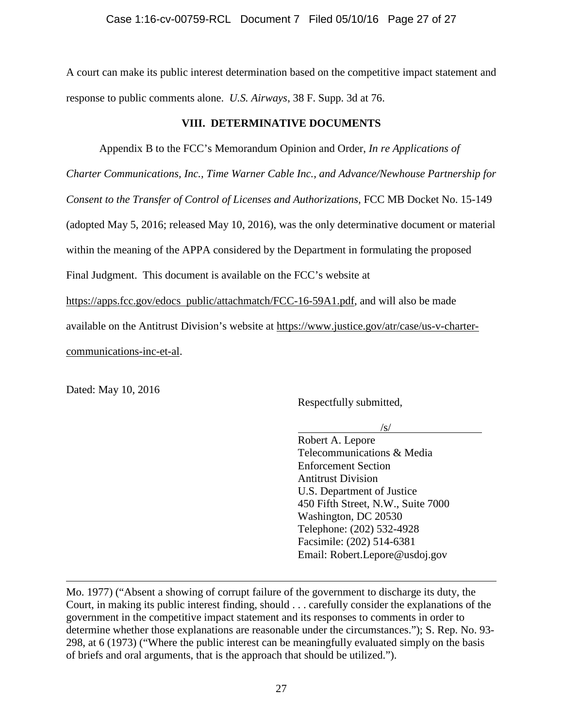A court can make its public interest determination based on the competitive impact statement and response to public comments alone. *U.S. Airways*, 38 F. Supp. 3d at 76.

## VIII. DETERMINATIVE DOCUMENTS

Appendix B to the FCC's Memorandum Opinion and Order, *In re Applications of Charter Communications, Inc., Time Warner Cable Inc., and Advance/Newhouse Partnership for Consent to the Transfer of Control of Licenses and Authorizations*, FCC MB Docket No. 15-149 (adopted May 5, 2016; released May 10, 2016), was the only determinative document or material within the meaning of the APPA considered by the Department in formulating the proposed Final Judgment. This document is available on the FCC's website at https://apps.fcc.gov/edocs_public/attachmatch/FCC-16-59A1.pdf, and will also be made available on the Antitrust Division's website at https://www.justice.gov/atr/case/us-v-charter-communications-inc-et-al.

Dated: May 10, 2016

Respectfully submitted,

/s/

Robert A. Lepore
Telecommunications & Media
Enforcement Section
Antitrust Division
U.S. Department of Justice
450 Fifth Street, N.W., Suite 7000
Washington, DC 20530
Telephone: (202) 532-4928
Facsimile: (202) 514-6381
Email: Robert.Lepore@usdoj.gov

---

Mo. 1977) ("Absent a showing of corrupt failure of the government to discharge its duty, the Court, in making its public interest finding, should . . . carefully consider the explanations of the government in the competitive impact statement and its responses to comments in order to determine whether those explanations are reasonable under the circumstances."); S. Rep. No. 93-298, at 6 (1973) ("Where the public interest can be meaningfully evaluated simply on the basis of briefs and oral arguments, that is the approach that should be utilized.").